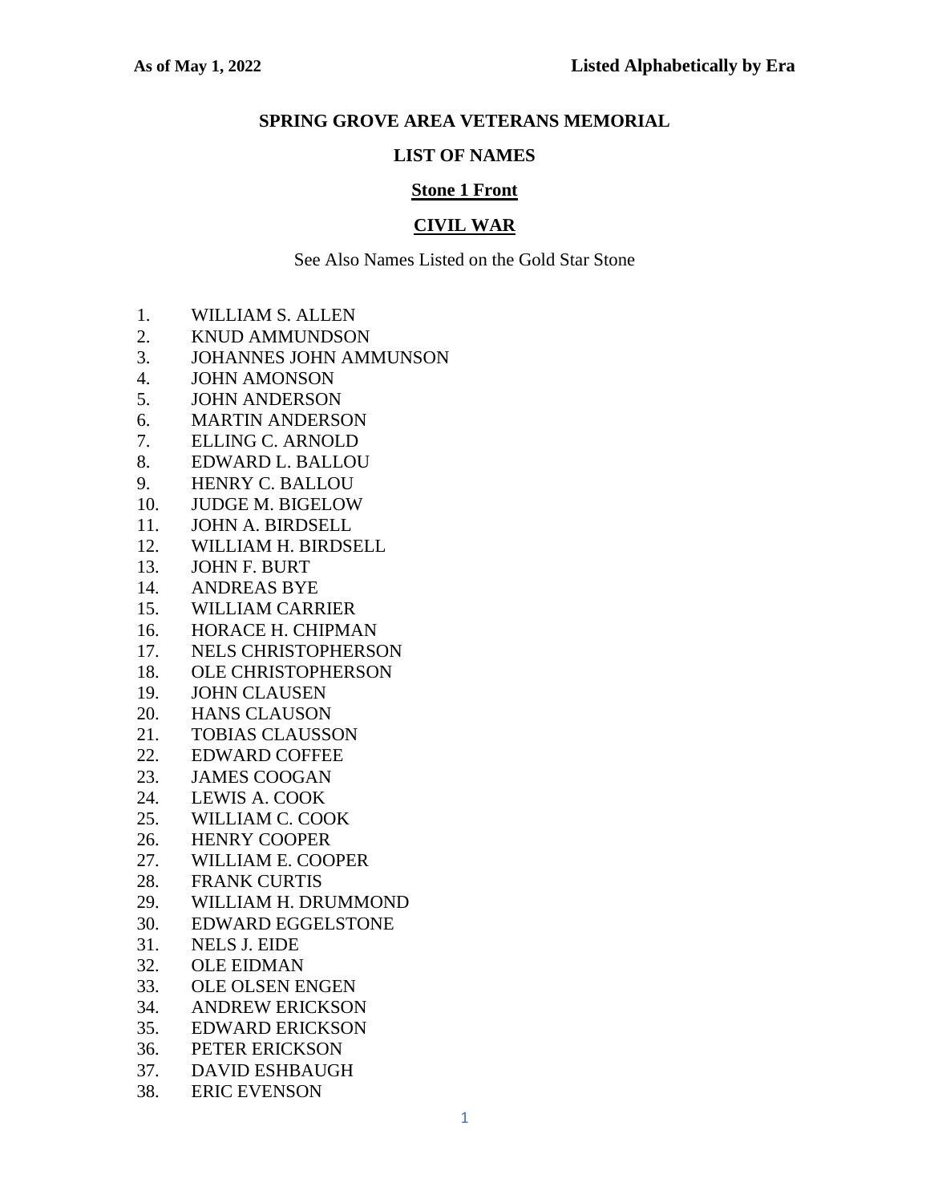As of May 1, 2022 — Listed Alphabetically by Era

# SPRING GROVE AREA VETERANS MEMORIAL

## LIST OF NAMES

### Stone 1 Front

### CIVIL WAR

See Also Names Listed on the Gold Star Stone

1. WILLIAM S. ALLEN
2. KNUD AMMUNDSON
3. JOHANNES JOHN AMMUNSON
4. JOHN AMONSON
5. JOHN ANDERSON
6. MARTIN ANDERSON
7. ELLING C. ARNOLD
8. EDWARD L. BALLOU
9. HENRY C. BALLOU
10. JUDGE M. BIGELOW
11. JOHN A. BIRDSELL
12. WILLIAM H. BIRDSELL
13. JOHN F. BURT
14. ANDREAS BYE
15. WILLIAM CARRIER
16. HORACE H. CHIPMAN
17. NELS CHRISTOPHERSON
18. OLE CHRISTOPHERSON
19. JOHN CLAUSEN
20. HANS CLAUSON
21. TOBIAS CLAUSSON
22. EDWARD COFFEE
23. JAMES COOGAN
24. LEWIS A. COOK
25. WILLIAM C. COOK
26. HENRY COOPER
27. WILLIAM E. COOPER
28. FRANK CURTIS
29. WILLIAM H. DRUMMOND
30. EDWARD EGGELSTONE
31. NELS J. EIDE
32. OLE EIDMAN
33. OLE OLSEN ENGEN
34. ANDREW ERICKSON
35. EDWARD ERICKSON
36. PETER ERICKSON
37. DAVID ESHBAUGH
38. ERIC EVENSON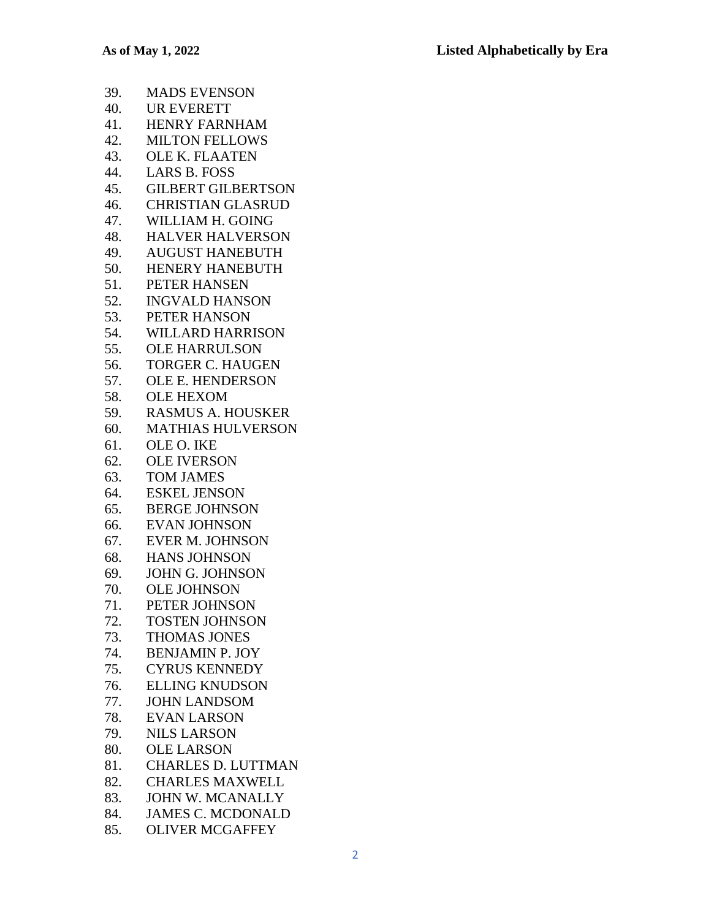39. MADS EVENSON
40. UR EVERETT
41. HENRY FARNHAM
42. MILTON FELLOWS
43. OLE K. FLAATEN
44. LARS B. FOSS
45. GILBERT GILBERTSON
46. CHRISTIAN GLASRUD
47. WILLIAM H. GOING
48. HALVER HALVERSON
49. AUGUST HANEBUTH
50. HENERY HANEBUTH
51. PETER HANSEN
52. INGVALD HANSON
53. PETER HANSON
54. WILLARD HARRISON
55. OLE HARRULSON
56. TORGER C. HAUGEN
57. OLE E. HENDERSON
58. OLE HEXOM
59. RASMUS A. HOUSKER
60. MATHIAS HULVERSON
61. OLE O. IKE
62. OLE IVERSON
63. TOM JAMES
64. ESKEL JENSON
65. BERGE JOHNSON
66. EVAN JOHNSON
67. EVER M. JOHNSON
68. HANS JOHNSON
69. JOHN G. JOHNSON
70. OLE JOHNSON
71. PETER JOHNSON
72. TOSTEN JOHNSON
73. THOMAS JONES
74. BENJAMIN P. JOY
75. CYRUS KENNEDY
76. ELLING KNUDSON
77. JOHN LANDSOM
78. EVAN LARSON
79. NILS LARSON
80. OLE LARSON
81. CHARLES D. LUTTMAN
82. CHARLES MAXWELL
83. JOHN W. MCANALLY
84. JAMES C. MCDONALD
85. OLIVER MCGAFFEY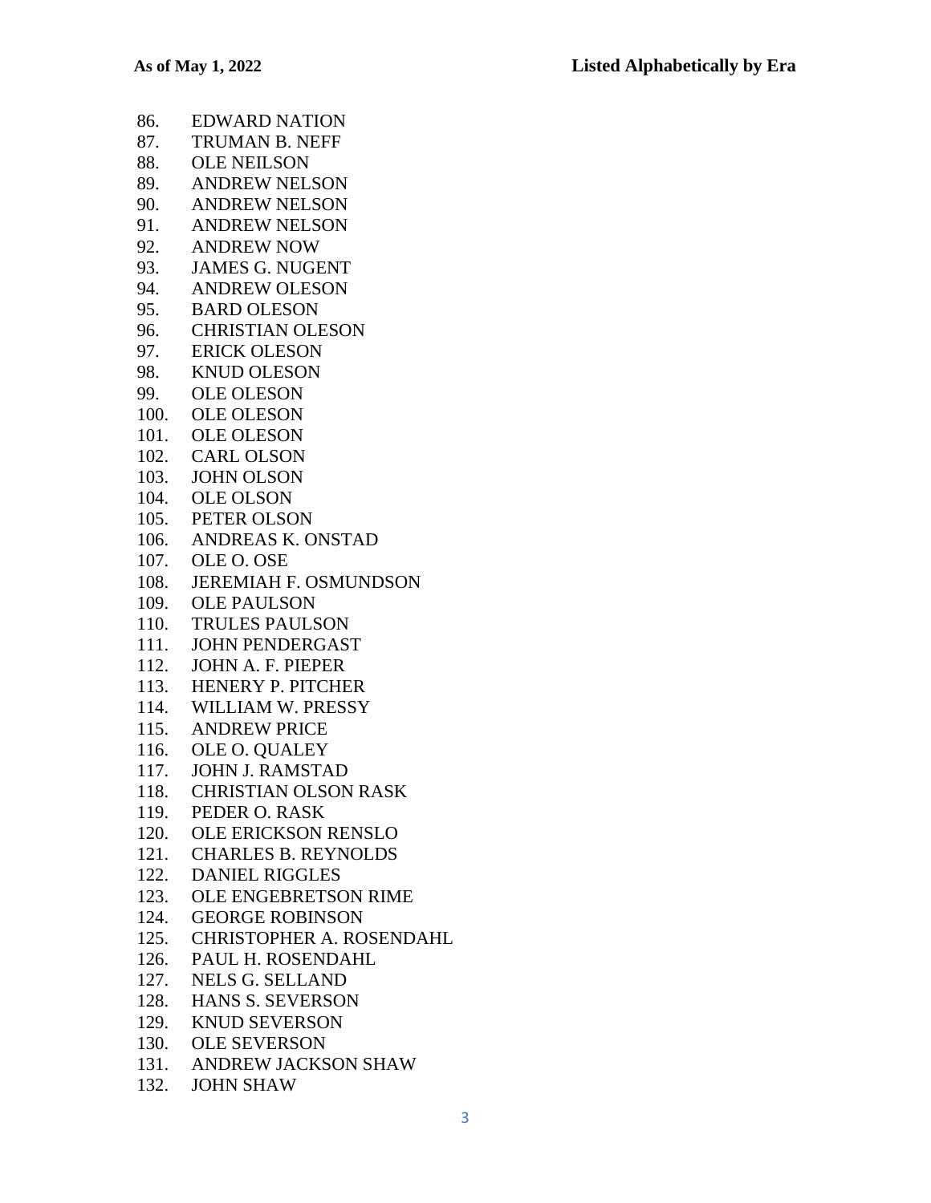86. EDWARD NATION
87. TRUMAN B. NEFF
88. OLE NEILSON
89. ANDREW NELSON
90. ANDREW NELSON
91. ANDREW NELSON
92. ANDREW NOW
93. JAMES G. NUGENT
94. ANDREW OLESON
95. BARD OLESON
96. CHRISTIAN OLESON
97. ERICK OLESON
98. KNUD OLESON
99. OLE OLESON
100. OLE OLESON
101. OLE OLESON
102. CARL OLSON
103. JOHN OLSON
104. OLE OLSON
105. PETER OLSON
106. ANDREAS K. ONSTAD
107. OLE O. OSE
108. JEREMIAH F. OSMUNDSON
109. OLE PAULSON
110. TRULES PAULSON
111. JOHN PENDERGAST
112. JOHN A. F. PIEPER
113. HENERY P. PITCHER
114. WILLIAM W. PRESSY
115. ANDREW PRICE
116. OLE O. QUALEY
117. JOHN J. RAMSTAD
118. CHRISTIAN OLSON RASK
119. PEDER O. RASK
120. OLE ERICKSON RENSLO
121. CHARLES B. REYNOLDS
122. DANIEL RIGGLES
123. OLE ENGEBRETSON RIME
124. GEORGE ROBINSON
125. CHRISTOPHER A. ROSENDAHL
126. PAUL H. ROSENDAHL
127. NELS G. SELLAND
128. HANS S. SEVERSON
129. KNUD SEVERSON
130. OLE SEVERSON
131. ANDREW JACKSON SHAW
132. JOHN SHAW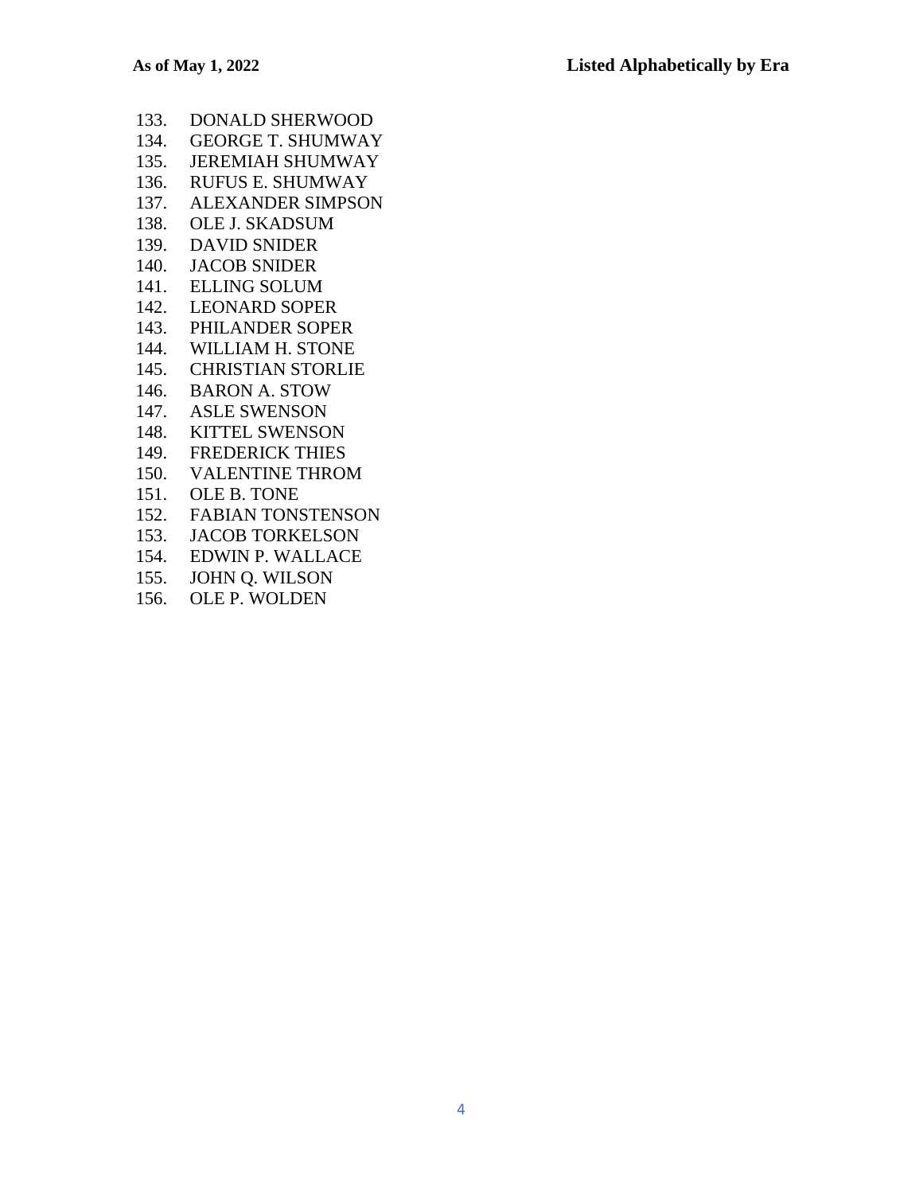133. DONALD SHERWOOD
134. GEORGE T. SHUMWAY
135. JEREMIAH SHUMWAY
136. RUFUS E. SHUMWAY
137. ALEXANDER SIMPSON
138. OLE J. SKADSUM
139. DAVID SNIDER
140. JACOB SNIDER
141. ELLING SOLUM
142. LEONARD SOPER
143. PHILANDER SOPER
144. WILLIAM H. STONE
145. CHRISTIAN STORLIE
146. BARON A. STOW
147. ASLE SWENSON
148. KITTEL SWENSON
149. FREDERICK THIES
150. VALENTINE THROM
151. OLE B. TONE
152. FABIAN TONSTENSON
153. JACOB TORKELSON
154. EDWIN P. WALLACE
155. JOHN Q. WILSON
156. OLE P. WOLDEN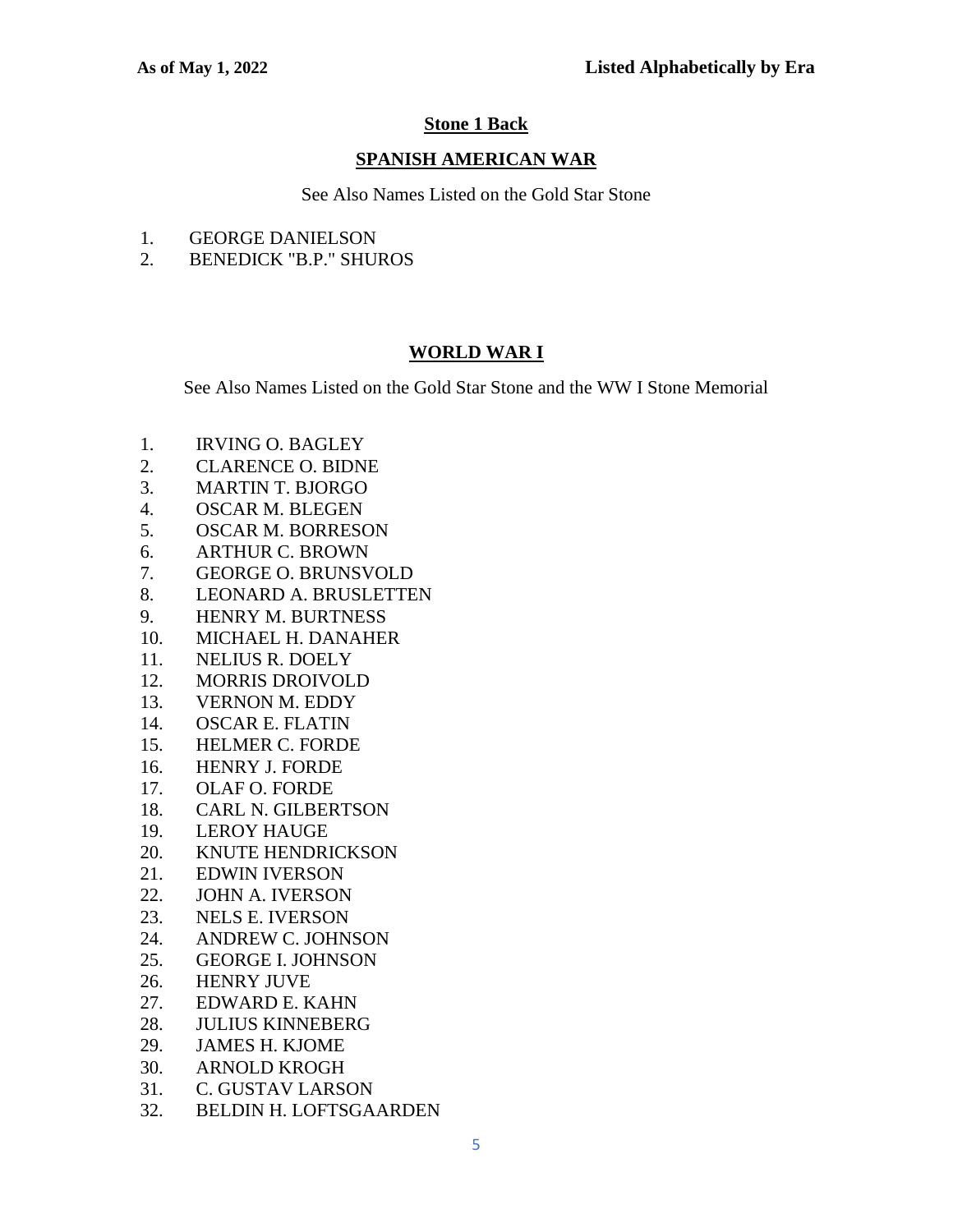## Stone 1 Back

## SPANISH AMERICAN WAR

See Also Names Listed on the Gold Star Stone

1. GEORGE DANIELSON
2. BENEDICK "B.P." SHUROS

## WORLD WAR I

See Also Names Listed on the Gold Star Stone and the WW I Stone Memorial

1. IRVING O. BAGLEY
2. CLARENCE O. BIDNE
3. MARTIN T. BJORGO
4. OSCAR M. BLEGEN
5. OSCAR M. BORRESON
6. ARTHUR C. BROWN
7. GEORGE O. BRUNSVOLD
8. LEONARD A. BRUSLETTEN
9. HENRY M. BURTNESS
10. MICHAEL H. DANAHER
11. NELIUS R. DOELY
12. MORRIS DROIVOLD
13. VERNON M. EDDY
14. OSCAR E. FLATIN
15. HELMER C. FORDE
16. HENRY J. FORDE
17. OLAF O. FORDE
18. CARL N. GILBERTSON
19. LEROY HAUGE
20. KNUTE HENDRICKSON
21. EDWIN IVERSON
22. JOHN A. IVERSON
23. NELS E. IVERSON
24. ANDREW C. JOHNSON
25. GEORGE I. JOHNSON
26. HENRY JUVE
27. EDWARD E. KAHN
28. JULIUS KINNEBERG
29. JAMES H. KJOME
30. ARNOLD KROGH
31. C. GUSTAV LARSON
32. BELDIN H. LOFTSGAARDEN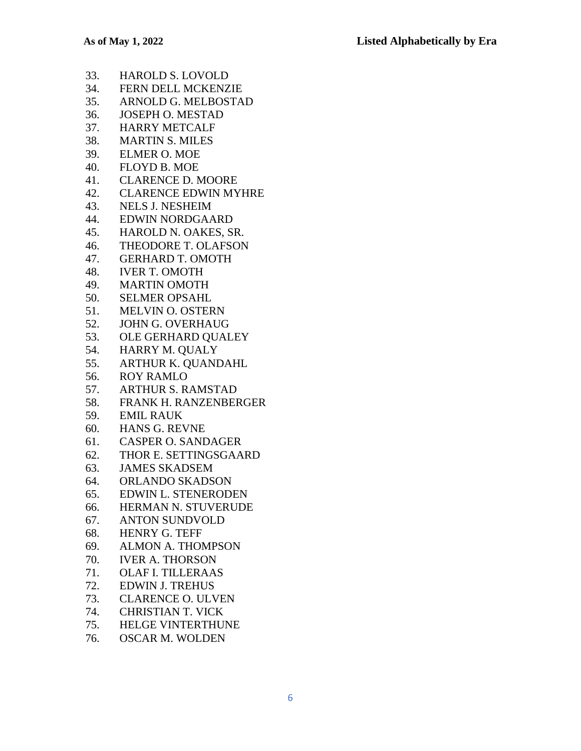33. HAROLD S. LOVOLD
34. FERN DELL MCKENZIE
35. ARNOLD G. MELBOSTAD
36. JOSEPH O. MESTAD
37. HARRY METCALF
38. MARTIN S. MILES
39. ELMER O. MOE
40. FLOYD B. MOE
41. CLARENCE D. MOORE
42. CLARENCE EDWIN MYHRE
43. NELS J. NESHEIM
44. EDWIN NORDGAARD
45. HAROLD N. OAKES, SR.
46. THEODORE T. OLAFSON
47. GERHARD T. OMOTH
48. IVER T. OMOTH
49. MARTIN OMOTH
50. SELMER OPSAHL
51. MELVIN O. OSTERN
52. JOHN G. OVERHAUG
53. OLE GERHARD QUALEY
54. HARRY M. QUALY
55. ARTHUR K. QUANDAHL
56. ROY RAMLO
57. ARTHUR S. RAMSTAD
58. FRANK H. RANZENBERGER
59. EMIL RAUK
60. HANS G. REVNE
61. CASPER O. SANDAGER
62. THOR E. SETTINGSGAARD
63. JAMES SKADSEM
64. ORLANDO SKADSON
65. EDWIN L. STENERODEN
66. HERMAN N. STUVERUDE
67. ANTON SUNDVOLD
68. HENRY G. TEFF
69. ALMON A. THOMPSON
70. IVER A. THORSON
71. OLAF I. TILLERAAS
72. EDWIN J. TREHUS
73. CLARENCE O. ULVEN
74. CHRISTIAN T. VICK
75. HELGE VINTERTHUNE
76. OSCAR M. WOLDEN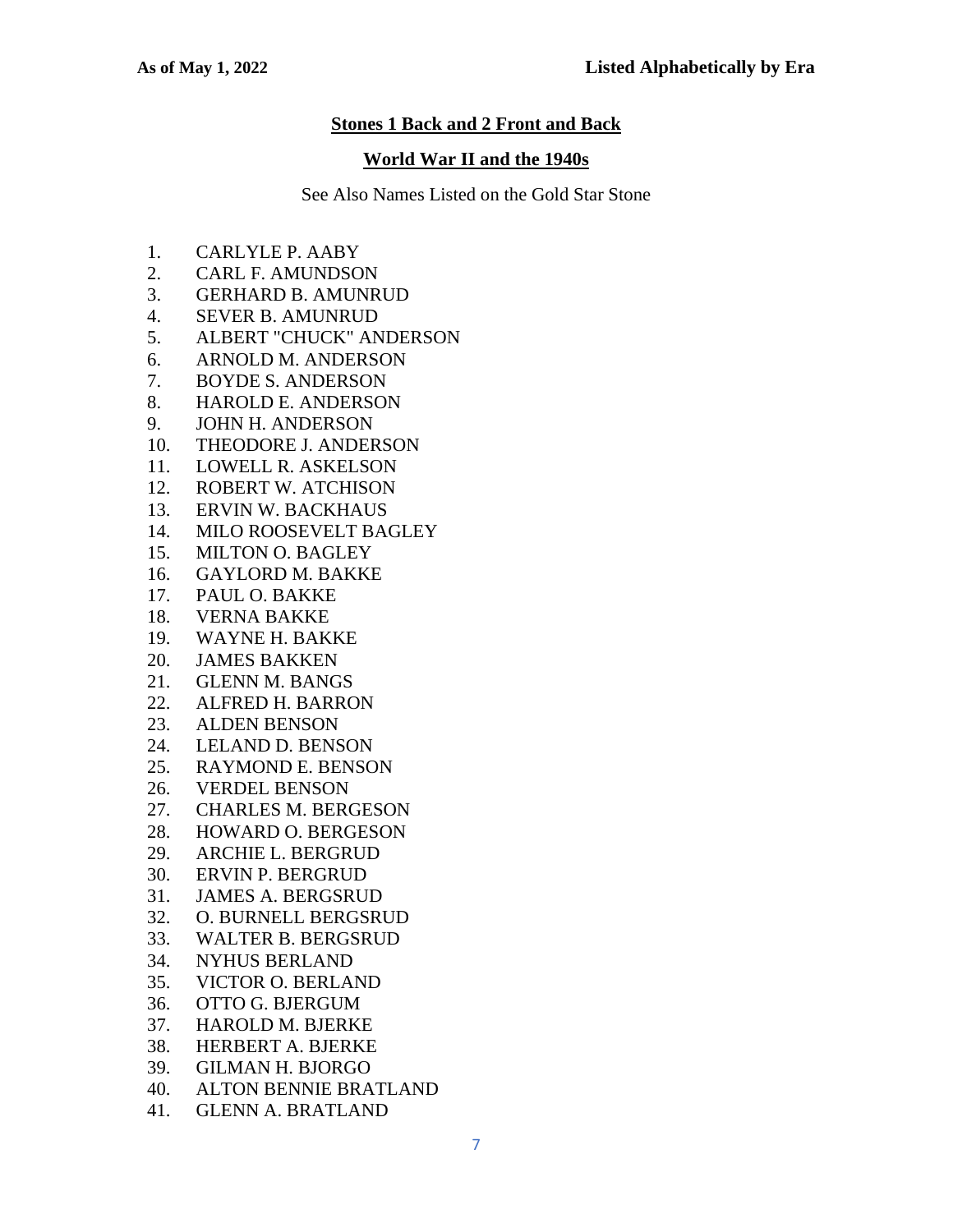As of May 1, 2022 **Listed Alphabetically by Era**

## Stones 1 Back and 2 Front and Back

## World War II and the 1940s

See Also Names Listed on the Gold Star Stone

1. CARLYLE P. AABY
2. CARL F. AMUNDSON
3. GERHARD B. AMUNRUD
4. SEVER B. AMUNRUD
5. ALBERT "CHUCK" ANDERSON
6. ARNOLD M. ANDERSON
7. BOYDE S. ANDERSON
8. HAROLD E. ANDERSON
9. JOHN H. ANDERSON
10. THEODORE J. ANDERSON
11. LOWELL R. ASKELSON
12. ROBERT W. ATCHISON
13. ERVIN W. BACKHAUS
14. MILO ROOSEVELT BAGLEY
15. MILTON O. BAGLEY
16. GAYLORD M. BAKKE
17. PAUL O. BAKKE
18. VERNA BAKKE
19. WAYNE H. BAKKE
20. JAMES BAKKEN
21. GLENN M. BANGS
22. ALFRED H. BARRON
23. ALDEN BENSON
24. LELAND D. BENSON
25. RAYMOND E. BENSON
26. VERDEL BENSON
27. CHARLES M. BERGESON
28. HOWARD O. BERGESON
29. ARCHIE L. BERGRUD
30. ERVIN P. BERGRUD
31. JAMES A. BERGSRUD
32. O. BURNELL BERGSRUD
33. WALTER B. BERGSRUD
34. NYHUS BERLAND
35. VICTOR O. BERLAND
36. OTTO G. BJERGUM
37. HAROLD M. BJERKE
38. HERBERT A. BJERKE
39. GILMAN H. BJORGO
40. ALTON BENNIE BRATLAND
41. GLENN A. BRATLAND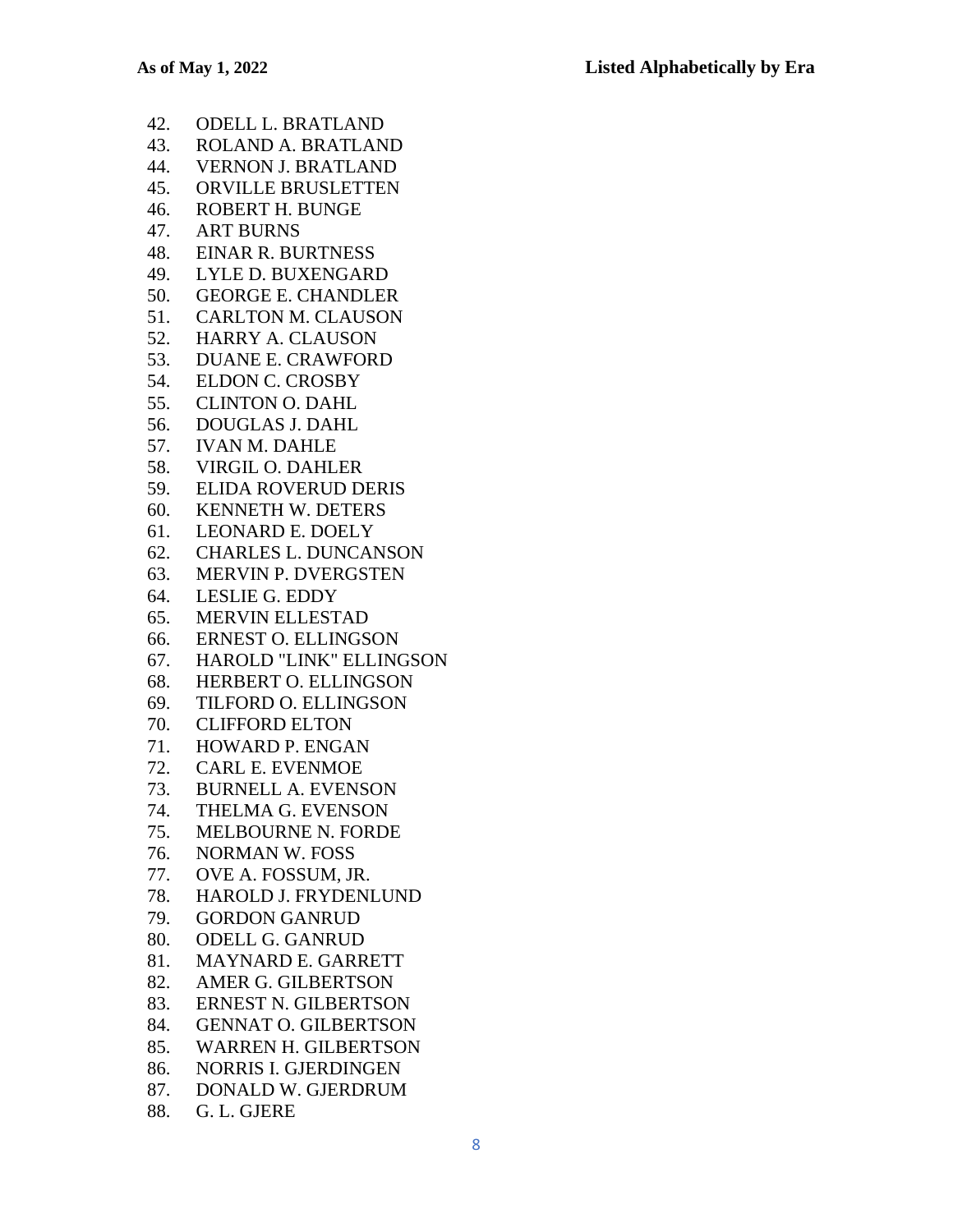42. ODELL L. BRATLAND
43. ROLAND A. BRATLAND
44. VERNON J. BRATLAND
45. ORVILLE BRUSLETTEN
46. ROBERT H. BUNGE
47. ART BURNS
48. EINAR R. BURTNESS
49. LYLE D. BUXENGARD
50. GEORGE E. CHANDLER
51. CARLTON M. CLAUSON
52. HARRY A. CLAUSON
53. DUANE E. CRAWFORD
54. ELDON C. CROSBY
55. CLINTON O. DAHL
56. DOUGLAS J. DAHL
57. IVAN M. DAHLE
58. VIRGIL O. DAHLER
59. ELIDA ROVERUD DERIS
60. KENNETH W. DETERS
61. LEONARD E. DOELY
62. CHARLES L. DUNCANSON
63. MERVIN P. DVERGSTEN
64. LESLIE G. EDDY
65. MERVIN ELLESTAD
66. ERNEST O. ELLINGSON
67. HAROLD "LINK" ELLINGSON
68. HERBERT O. ELLINGSON
69. TILFORD O. ELLINGSON
70. CLIFFORD ELTON
71. HOWARD P. ENGAN
72. CARL E. EVENMOE
73. BURNELL A. EVENSON
74. THELMA G. EVENSON
75. MELBOURNE N. FORDE
76. NORMAN W. FOSS
77. OVE A. FOSSUM, JR.
78. HAROLD J. FRYDENLUND
79. GORDON GANRUD
80. ODELL G. GANRUD
81. MAYNARD E. GARRETT
82. AMER G. GILBERTSON
83. ERNEST N. GILBERTSON
84. GENNAT O. GILBERTSON
85. WARREN H. GILBERTSON
86. NORRIS I. GJERDINGEN
87. DONALD W. GJERDRUM
88. G. L. GJERE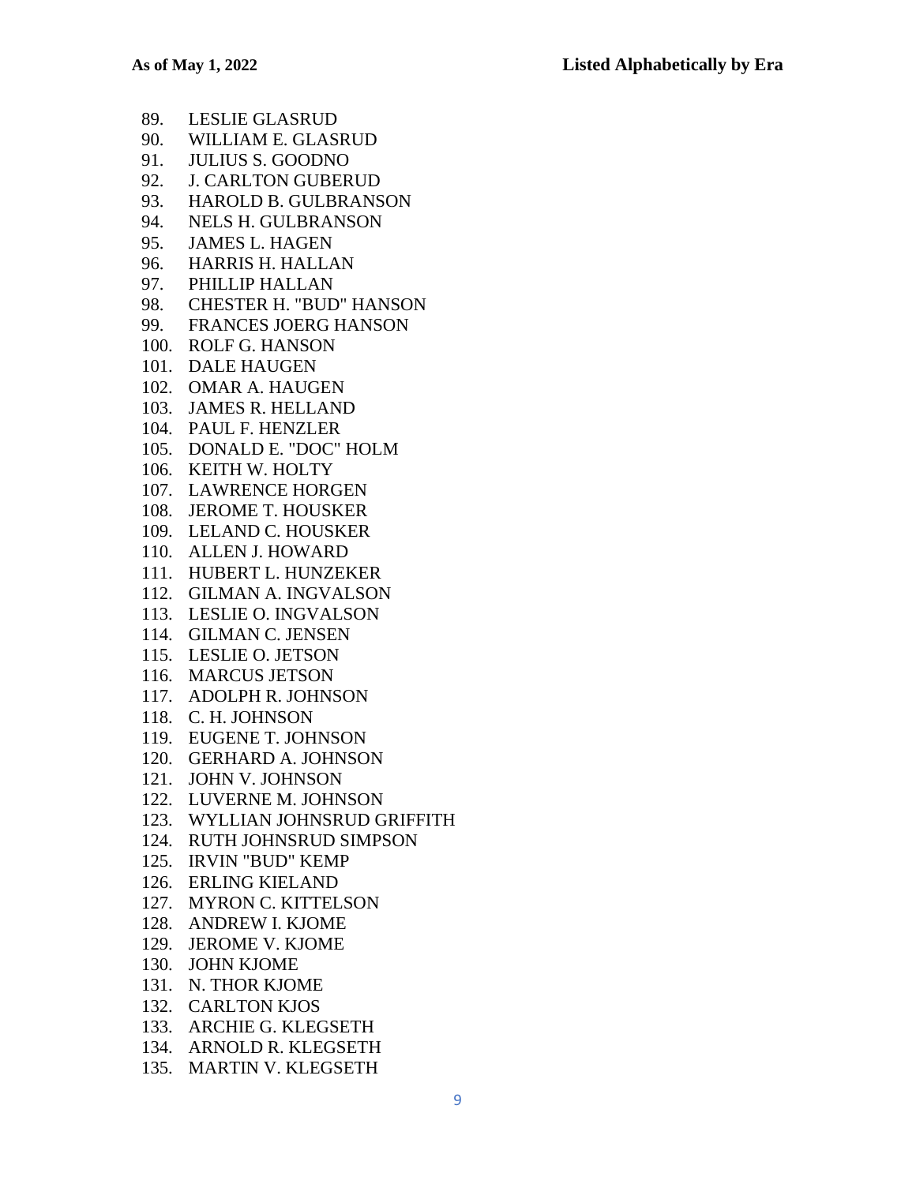89. LESLIE GLASRUD
90. WILLIAM E. GLASRUD
91. JULIUS S. GOODNO
92. J. CARLTON GUBERUD
93. HAROLD B. GULBRANSON
94. NELS H. GULBRANSON
95. JAMES L. HAGEN
96. HARRIS H. HALLAN
97. PHILLIP HALLAN
98. CHESTER H. "BUD" HANSON
99. FRANCES JOERG HANSON
100. ROLF G. HANSON
101. DALE HAUGEN
102. OMAR A. HAUGEN
103. JAMES R. HELLAND
104. PAUL F. HENZLER
105. DONALD E. "DOC" HOLM
106. KEITH W. HOLTY
107. LAWRENCE HORGEN
108. JEROME T. HOUSKER
109. LELAND C. HOUSKER
110. ALLEN J. HOWARD
111. HUBERT L. HUNZEKER
112. GILMAN A. INGVALSON
113. LESLIE O. INGVALSON
114. GILMAN C. JENSEN
115. LESLIE O. JETSON
116. MARCUS JETSON
117. ADOLPH R. JOHNSON
118. C. H. JOHNSON
119. EUGENE T. JOHNSON
120. GERHARD A. JOHNSON
121. JOHN V. JOHNSON
122. LUVERNE M. JOHNSON
123. WYLLIAN JOHNSRUD GRIFFITH
124. RUTH JOHNSRUD SIMPSON
125. IRVIN "BUD" KEMP
126. ERLING KIELAND
127. MYRON C. KITTELSON
128. ANDREW I. KJOME
129. JEROME V. KJOME
130. JOHN KJOME
131. N. THOR KJOME
132. CARLTON KJOS
133. ARCHIE G. KLEGSETH
134. ARNOLD R. KLEGSETH
135. MARTIN V. KLEGSETH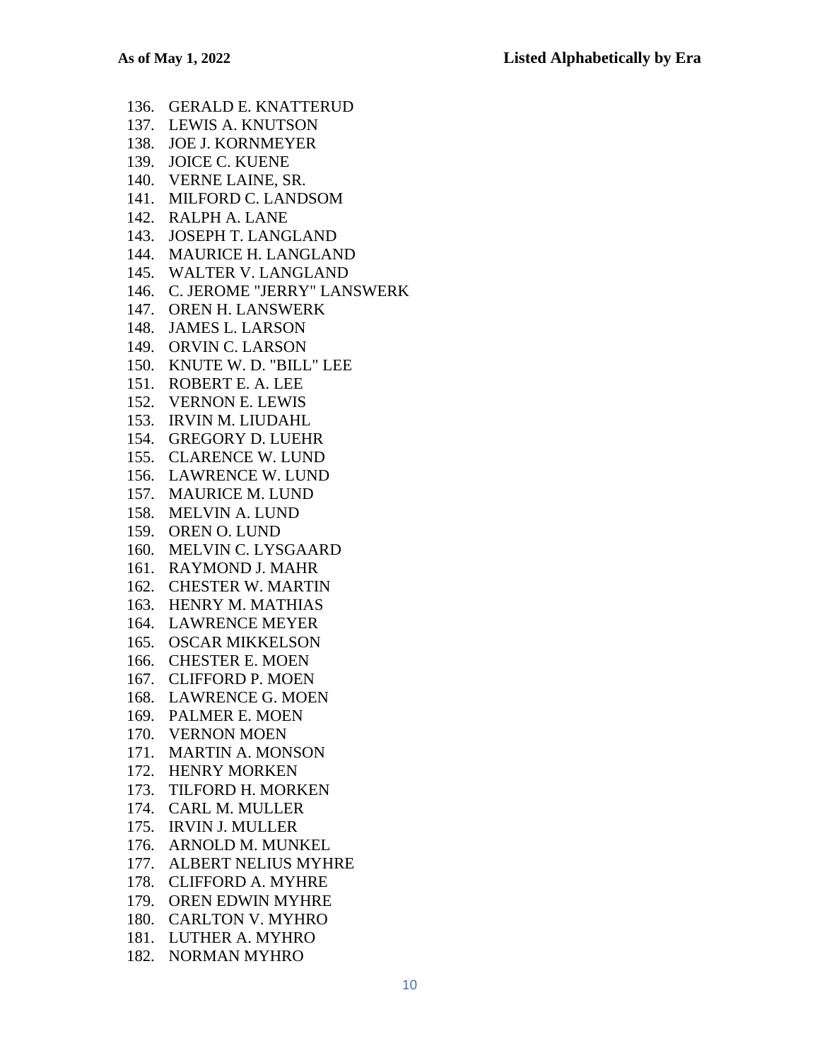136. GERALD E. KNATTERUD
137. LEWIS A. KNUTSON
138. JOE J. KORNMEYER
139. JOICE C. KUENE
140. VERNE LAINE, SR.
141. MILFORD C. LANDSOM
142. RALPH A. LANE
143. JOSEPH T. LANGLAND
144. MAURICE H. LANGLAND
145. WALTER V. LANGLAND
146. C. JEROME "JERRY" LANSWERK
147. OREN H. LANSWERK
148. JAMES L. LARSON
149. ORVIN C. LARSON
150. KNUTE W. D. "BILL" LEE
151. ROBERT E. A. LEE
152. VERNON E. LEWIS
153. IRVIN M. LIUDAHL
154. GREGORY D. LUEHR
155. CLARENCE W. LUND
156. LAWRENCE W. LUND
157. MAURICE M. LUND
158. MELVIN A. LUND
159. OREN O. LUND
160. MELVIN C. LYSGAARD
161. RAYMOND J. MAHR
162. CHESTER W. MARTIN
163. HENRY M. MATHIAS
164. LAWRENCE MEYER
165. OSCAR MIKKELSON
166. CHESTER E. MOEN
167. CLIFFORD P. MOEN
168. LAWRENCE G. MOEN
169. PALMER E. MOEN
170. VERNON MOEN
171. MARTIN A. MONSON
172. HENRY MORKEN
173. TILFORD H. MORKEN
174. CARL M. MULLER
175. IRVIN J. MULLER
176. ARNOLD M. MUNKEL
177. ALBERT NELIUS MYHRE
178. CLIFFORD A. MYHRE
179. OREN EDWIN MYHRE
180. CARLTON V. MYHRO
181. LUTHER A. MYHRO
182. NORMAN MYHRO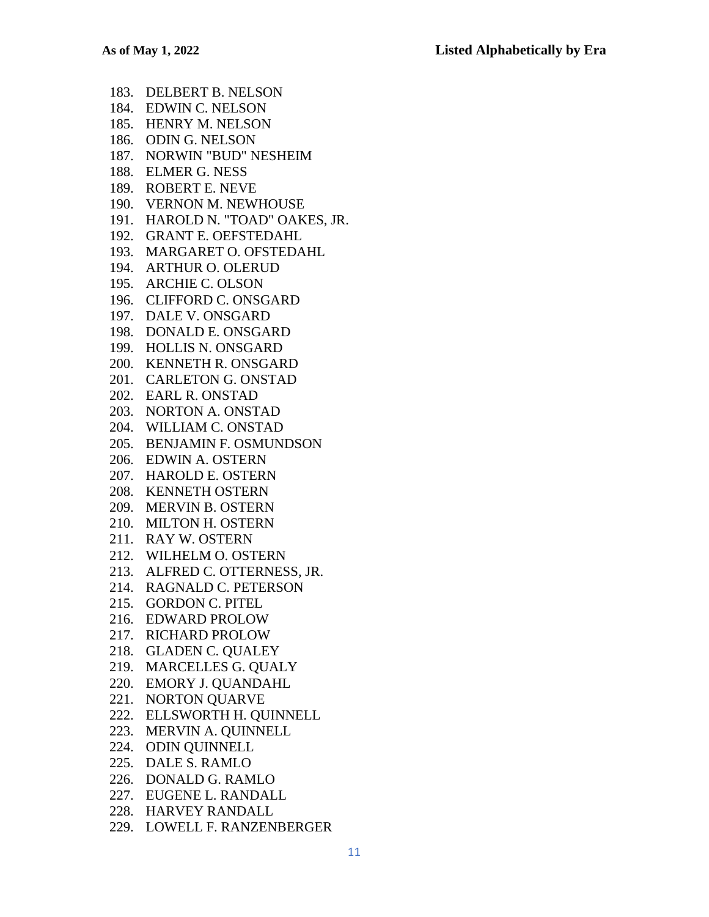183. DELBERT B. NELSON
184. EDWIN C. NELSON
185. HENRY M. NELSON
186. ODIN G. NELSON
187. NORWIN "BUD" NESHEIM
188. ELMER G. NESS
189. ROBERT E. NEVE
190. VERNON M. NEWHOUSE
191. HAROLD N. "TOAD" OAKES, JR.
192. GRANT E. OEFSTEDAHL
193. MARGARET O. OFSTEDAHL
194. ARTHUR O. OLERUD
195. ARCHIE C. OLSON
196. CLIFFORD C. ONSGARD
197. DALE V. ONSGARD
198. DONALD E. ONSGARD
199. HOLLIS N. ONSGARD
200. KENNETH R. ONSGARD
201. CARLETON G. ONSTAD
202. EARL R. ONSTAD
203. NORTON A. ONSTAD
204. WILLIAM C. ONSTAD
205. BENJAMIN F. OSMUNDSON
206. EDWIN A. OSTERN
207. HAROLD E. OSTERN
208. KENNETH OSTERN
209. MERVIN B. OSTERN
210. MILTON H. OSTERN
211. RAY W. OSTERN
212. WILHELM O. OSTERN
213. ALFRED C. OTTERNESS, JR.
214. RAGNALD C. PETERSON
215. GORDON C. PITEL
216. EDWARD PROLOW
217. RICHARD PROLOW
218. GLADEN C. QUALEY
219. MARCELLES G. QUALY
220. EMORY J. QUANDAHL
221. NORTON QUARVE
222. ELLSWORTH H. QUINNELL
223. MERVIN A. QUINNELL
224. ODIN QUINNELL
225. DALE S. RAMLO
226. DONALD G. RAMLO
227. EUGENE L. RANDALL
228. HARVEY RANDALL
229. LOWELL F. RANZENBERGER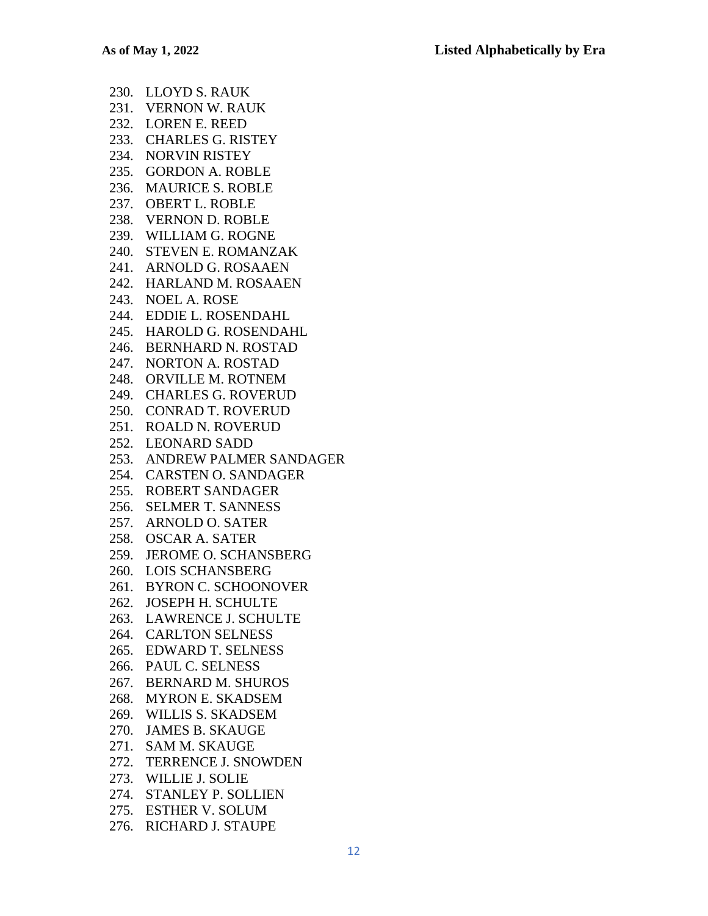230. LLOYD S. RAUK
231. VERNON W. RAUK
232. LOREN E. REED
233. CHARLES G. RISTEY
234. NORVIN RISTEY
235. GORDON A. ROBLE
236. MAURICE S. ROBLE
237. OBERT L. ROBLE
238. VERNON D. ROBLE
239. WILLIAM G. ROGNE
240. STEVEN E. ROMANZAK
241. ARNOLD G. ROSAAEN
242. HARLAND M. ROSAAEN
243. NOEL A. ROSE
244. EDDIE L. ROSENDAHL
245. HAROLD G. ROSENDAHL
246. BERNHARD N. ROSTAD
247. NORTON A. ROSTAD
248. ORVILLE M. ROTNEM
249. CHARLES G. ROVERUD
250. CONRAD T. ROVERUD
251. ROALD N. ROVERUD
252. LEONARD SADD
253. ANDREW PALMER SANDAGER
254. CARSTEN O. SANDAGER
255. ROBERT SANDAGER
256. SELMER T. SANNESS
257. ARNOLD O. SATER
258. OSCAR A. SATER
259. JEROME O. SCHANSBERG
260. LOIS SCHANSBERG
261. BYRON C. SCHOONOVER
262. JOSEPH H. SCHULTE
263. LAWRENCE J. SCHULTE
264. CARLTON SELNESS
265. EDWARD T. SELNESS
266. PAUL C. SELNESS
267. BERNARD M. SHUROS
268. MYRON E. SKADSEM
269. WILLIS S. SKADSEM
270. JAMES B. SKAUGE
271. SAM M. SKAUGE
272. TERRENCE J. SNOWDEN
273. WILLIE J. SOLIE
274. STANLEY P. SOLLIEN
275. ESTHER V. SOLUM
276. RICHARD J. STAUPE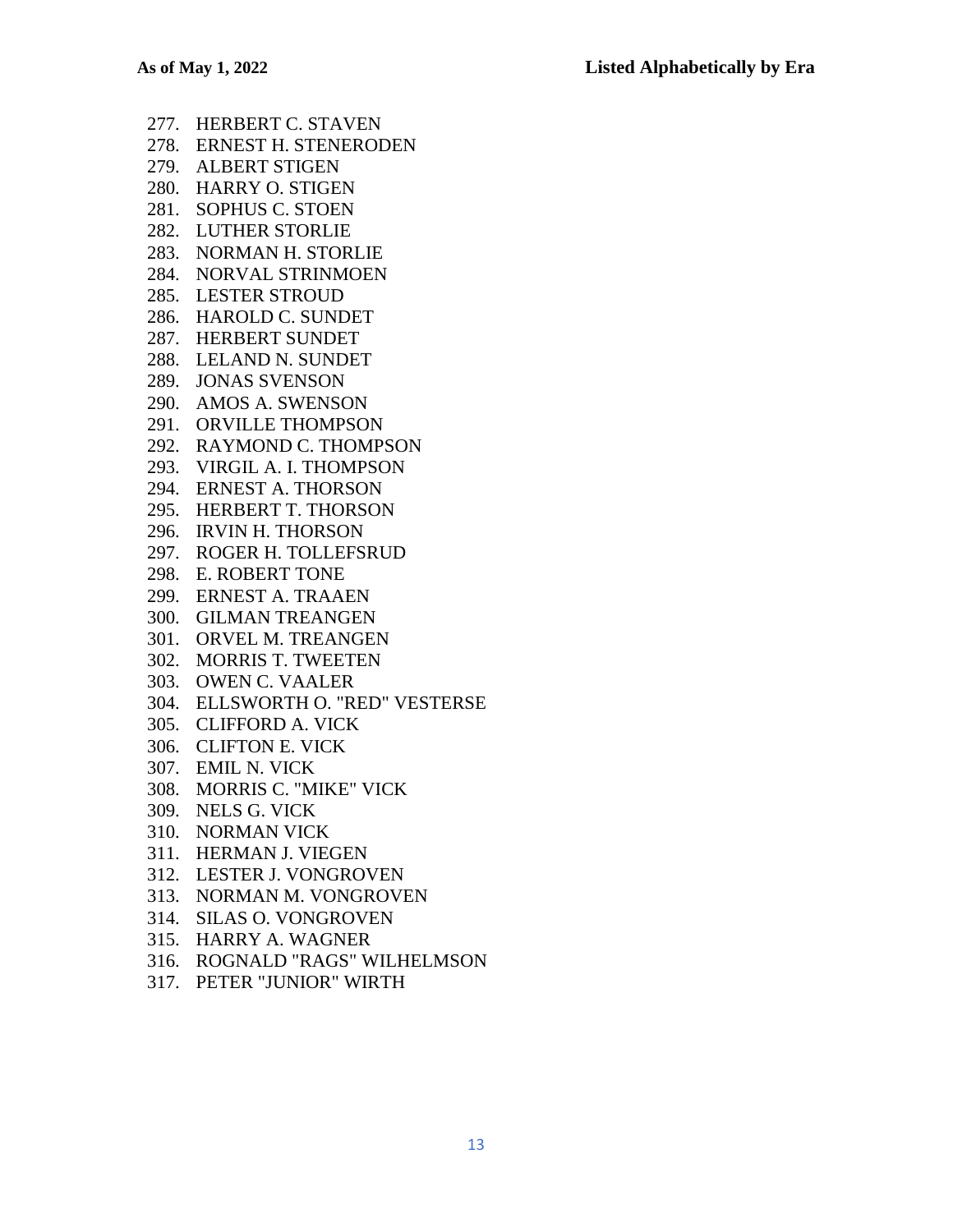277. HERBERT C. STAVEN
278. ERNEST H. STENERODEN
279. ALBERT STIGEN
280. HARRY O. STIGEN
281. SOPHUS C. STOEN
282. LUTHER STORLIE
283. NORMAN H. STORLIE
284. NORVAL STRINMOEN
285. LESTER STROUD
286. HAROLD C. SUNDET
287. HERBERT SUNDET
288. LELAND N. SUNDET
289. JONAS SVENSON
290. AMOS A. SWENSON
291. ORVILLE THOMPSON
292. RAYMOND C. THOMPSON
293. VIRGIL A. I. THOMPSON
294. ERNEST A. THORSON
295. HERBERT T. THORSON
296. IRVIN H. THORSON
297. ROGER H. TOLLEFSRUD
298. E. ROBERT TONE
299. ERNEST A. TRAAEN
300. GILMAN TREANGEN
301. ORVEL M. TREANGEN
302. MORRIS T. TWEETEN
303. OWEN C. VAALER
304. ELLSWORTH O. "RED" VESTERSE
305. CLIFFORD A. VICK
306. CLIFTON E. VICK
307. EMIL N. VICK
308. MORRIS C. "MIKE" VICK
309. NELS G. VICK
310. NORMAN VICK
311. HERMAN J. VIEGEN
312. LESTER J. VONGROVEN
313. NORMAN M. VONGROVEN
314. SILAS O. VONGROVEN
315. HARRY A. WAGNER
316. ROGNALD "RAGS" WILHELMSON
317. PETER "JUNIOR" WIRTH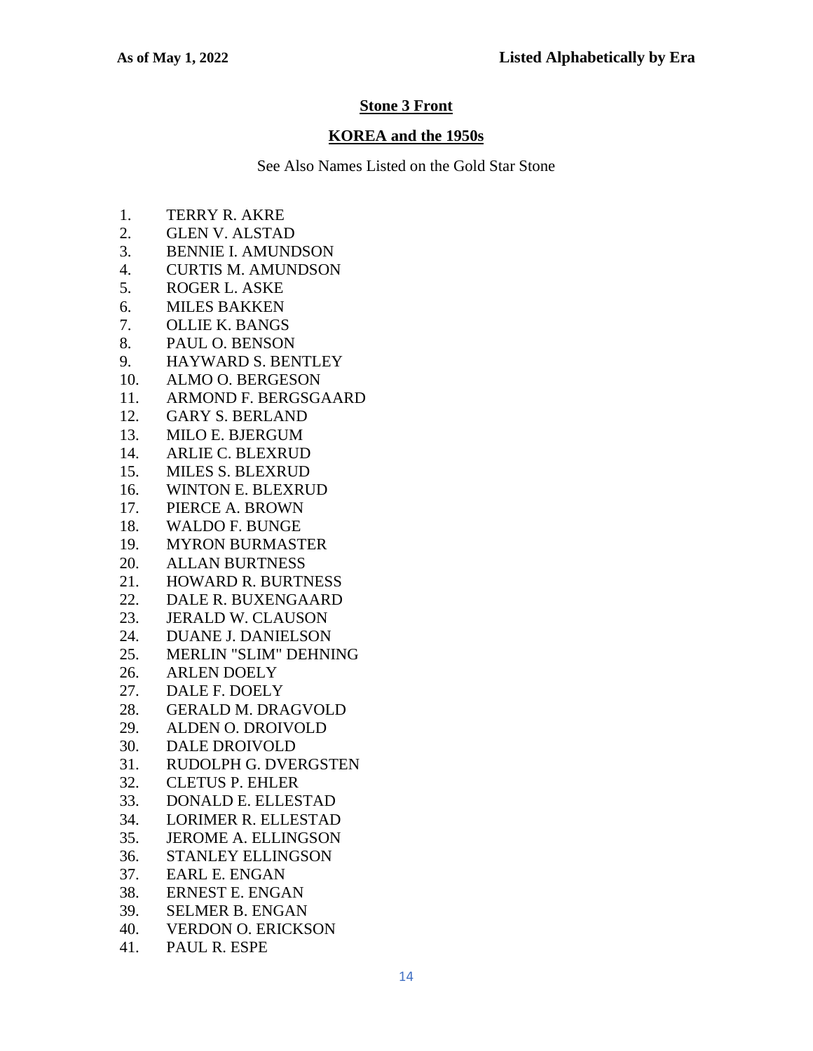## Stone 3 Front

## KOREA and the 1950s

See Also Names Listed on the Gold Star Stone

1. TERRY R. AKRE
2. GLEN V. ALSTAD
3. BENNIE I. AMUNDSON
4. CURTIS M. AMUNDSON
5. ROGER L. ASKE
6. MILES BAKKEN
7. OLLIE K. BANGS
8. PAUL O. BENSON
9. HAYWARD S. BENTLEY
10. ALMO O. BERGESON
11. ARMOND F. BERGSGAARD
12. GARY S. BERLAND
13. MILO E. BJERGUM
14. ARLIE C. BLEXRUD
15. MILES S. BLEXRUD
16. WINTON E. BLEXRUD
17. PIERCE A. BROWN
18. WALDO F. BUNGE
19. MYRON BURMASTER
20. ALLAN BURTNESS
21. HOWARD R. BURTNESS
22. DALE R. BUXENGAARD
23. JERALD W. CLAUSON
24. DUANE J. DANIELSON
25. MERLIN "SLIM" DEHNING
26. ARLEN DOELY
27. DALE F. DOELY
28. GERALD M. DRAGVOLD
29. ALDEN O. DROIVOLD
30. DALE DROIVOLD
31. RUDOLPH G. DVERGSTEN
32. CLETUS P. EHLER
33. DONALD E. ELLESTAD
34. LORIMER R. ELLESTAD
35. JEROME A. ELLINGSON
36. STANLEY ELLINGSON
37. EARL E. ENGAN
38. ERNEST E. ENGAN
39. SELMER B. ENGAN
40. VERDON O. ERICKSON
41. PAUL R. ESPE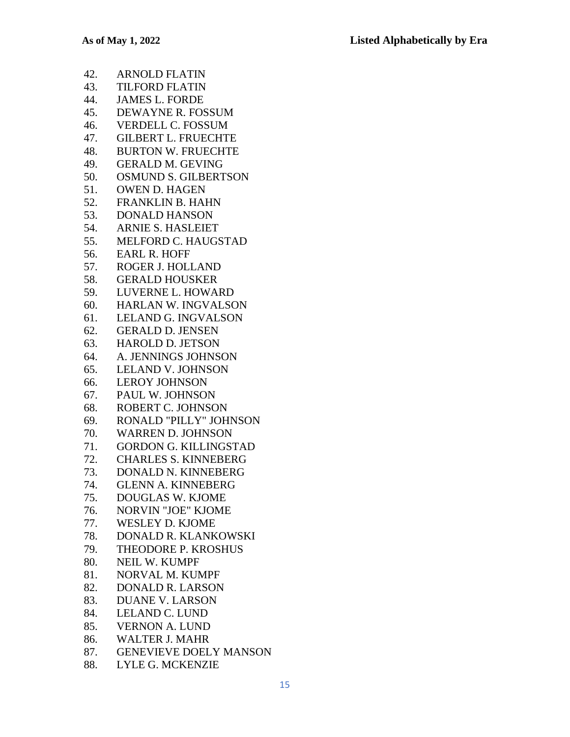42. ARNOLD FLATIN
43. TILFORD FLATIN
44. JAMES L. FORDE
45. DEWAYNE R. FOSSUM
46. VERDELL C. FOSSUM
47. GILBERT L. FRUECHTE
48. BURTON W. FRUECHTE
49. GERALD M. GEVING
50. OSMUND S. GILBERTSON
51. OWEN D. HAGEN
52. FRANKLIN B. HAHN
53. DONALD HANSON
54. ARNIE S. HASLEIET
55. MELFORD C. HAUGSTAD
56. EARL R. HOFF
57. ROGER J. HOLLAND
58. GERALD HOUSKER
59. LUVERNE L. HOWARD
60. HARLAN W. INGVALSON
61. LELAND G. INGVALSON
62. GERALD D. JENSEN
63. HAROLD D. JETSON
64. A. JENNINGS JOHNSON
65. LELAND V. JOHNSON
66. LEROY JOHNSON
67. PAUL W. JOHNSON
68. ROBERT C. JOHNSON
69. RONALD "PILLY" JOHNSON
70. WARREN D. JOHNSON
71. GORDON G. KILLINGSTAD
72. CHARLES S. KINNEBERG
73. DONALD N. KINNEBERG
74. GLENN A. KINNEBERG
75. DOUGLAS W. KJOME
76. NORVIN "JOE" KJOME
77. WESLEY D. KJOME
78. DONALD R. KLANKOWSKI
79. THEODORE P. KROSHUS
80. NEIL W. KUMPF
81. NORVAL M. KUMPF
82. DONALD R. LARSON
83. DUANE V. LARSON
84. LELAND C. LUND
85. VERNON A. LUND
86. WALTER J. MAHR
87. GENEVIEVE DOELY MANSON
88. LYLE G. MCKENZIE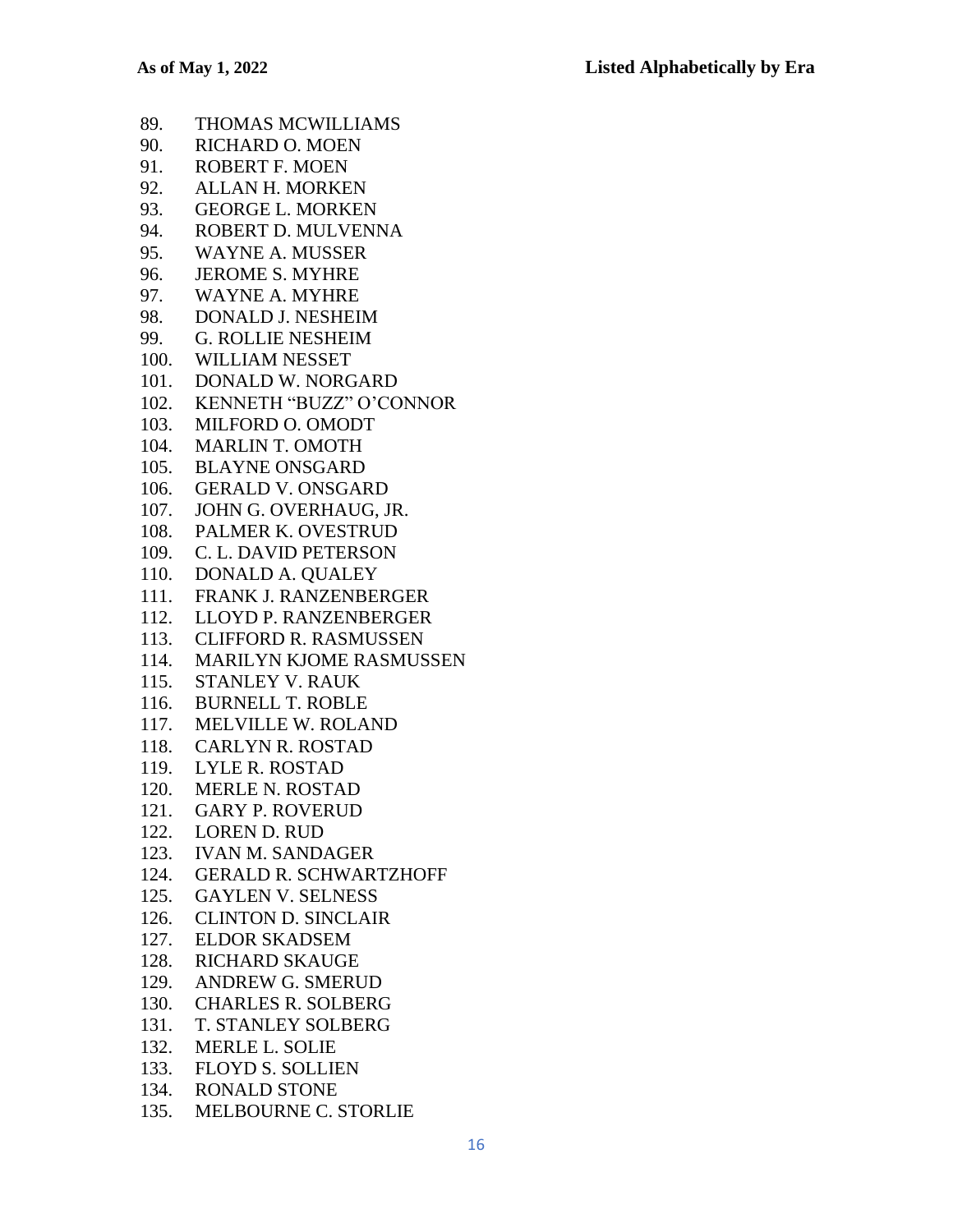89. THOMAS MCWILLIAMS
90. RICHARD O. MOEN
91. ROBERT F. MOEN
92. ALLAN H. MORKEN
93. GEORGE L. MORKEN
94. ROBERT D. MULVENNA
95. WAYNE A. MUSSER
96. JEROME S. MYHRE
97. WAYNE A. MYHRE
98. DONALD J. NESHEIM
99. G. ROLLIE NESHEIM
100. WILLIAM NESSET
101. DONALD W. NORGARD
102. KENNETH "BUZZ" O'CONNOR
103. MILFORD O. OMODT
104. MARLIN T. OMOTH
105. BLAYNE ONSGARD
106. GERALD V. ONSGARD
107. JOHN G. OVERHAUG, JR.
108. PALMER K. OVESTRUD
109. C. L. DAVID PETERSON
110. DONALD A. QUALEY
111. FRANK J. RANZENBERGER
112. LLOYD P. RANZENBERGER
113. CLIFFORD R. RASMUSSEN
114. MARILYN KJOME RASMUSSEN
115. STANLEY V. RAUK
116. BURNELL T. ROBLE
117. MELVILLE W. ROLAND
118. CARLYN R. ROSTAD
119. LYLE R. ROSTAD
120. MERLE N. ROSTAD
121. GARY P. ROVERUD
122. LOREN D. RUD
123. IVAN M. SANDAGER
124. GERALD R. SCHWARTZHOFF
125. GAYLEN V. SELNESS
126. CLINTON D. SINCLAIR
127. ELDOR SKADSEM
128. RICHARD SKAUGE
129. ANDREW G. SMERUD
130. CHARLES R. SOLBERG
131. T. STANLEY SOLBERG
132. MERLE L. SOLIE
133. FLOYD S. SOLLIEN
134. RONALD STONE
135. MELBOURNE C. STORLIE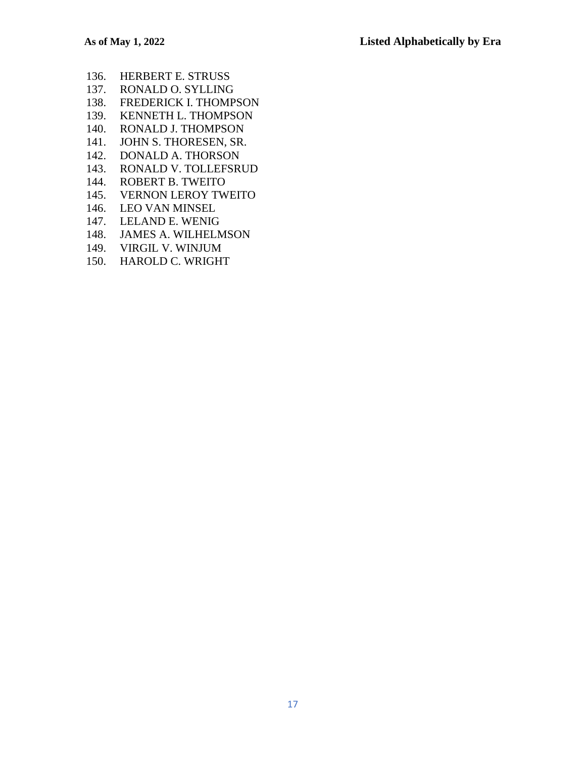136. HERBERT E. STRUSS
137. RONALD O. SYLLING
138. FREDERICK I. THOMPSON
139. KENNETH L. THOMPSON
140. RONALD J. THOMPSON
141. JOHN S. THORESEN, SR.
142. DONALD A. THORSON
143. RONALD V. TOLLEFSRUD
144. ROBERT B. TWEITO
145. VERNON LEROY TWEITO
146. LEO VAN MINSEL
147. LELAND E. WENIG
148. JAMES A. WILHELMSON
149. VIRGIL V. WINJUM
150. HAROLD C. WRIGHT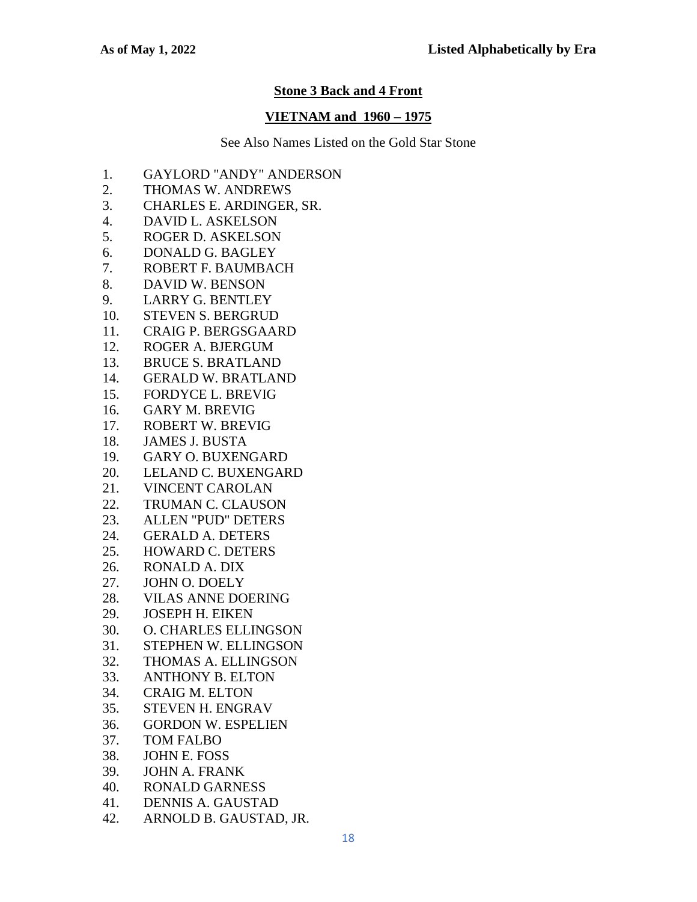## Stone 3 Back and 4 Front

## VIETNAM and 1960 – 1975

See Also Names Listed on the Gold Star Stone

1. GAYLORD "ANDY" ANDERSON
2. THOMAS W. ANDREWS
3. CHARLES E. ARDINGER, SR.
4. DAVID L. ASKELSON
5. ROGER D. ASKELSON
6. DONALD G. BAGLEY
7. ROBERT F. BAUMBACH
8. DAVID W. BENSON
9. LARRY G. BENTLEY
10. STEVEN S. BERGRUD
11. CRAIG P. BERGSGAARD
12. ROGER A. BJERGUM
13. BRUCE S. BRATLAND
14. GERALD W. BRATLAND
15. FORDYCE L. BREVIG
16. GARY M. BREVIG
17. ROBERT W. BREVIG
18. JAMES J. BUSTA
19. GARY O. BUXENGARD
20. LELAND C. BUXENGARD
21. VINCENT CAROLAN
22. TRUMAN C. CLAUSON
23. ALLEN "PUD" DETERS
24. GERALD A. DETERS
25. HOWARD C. DETERS
26. RONALD A. DIX
27. JOHN O. DOELY
28. VILAS ANNE DOERING
29. JOSEPH H. EIKEN
30. O. CHARLES ELLINGSON
31. STEPHEN W. ELLINGSON
32. THOMAS A. ELLINGSON
33. ANTHONY B. ELTON
34. CRAIG M. ELTON
35. STEVEN H. ENGRAV
36. GORDON W. ESPELIEN
37. TOM FALBO
38. JOHN E. FOSS
39. JOHN A. FRANK
40. RONALD GARNESS
41. DENNIS A. GAUSTAD
42. ARNOLD B. GAUSTAD, JR.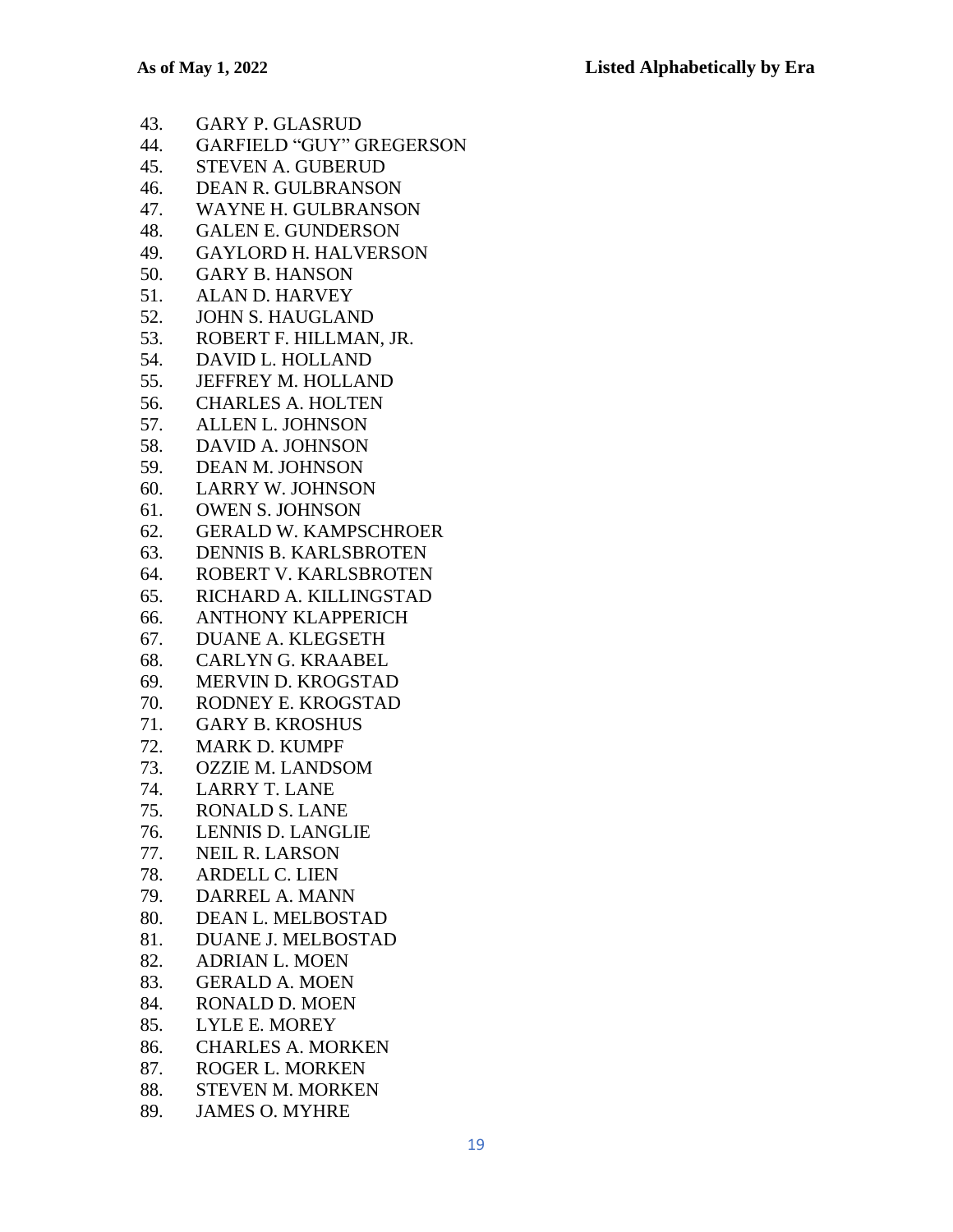43. GARY P. GLASRUD
44. GARFIELD "GUY" GREGERSON
45. STEVEN A. GUBERUD
46. DEAN R. GULBRANSON
47. WAYNE H. GULBRANSON
48. GALEN E. GUNDERSON
49. GAYLORD H. HALVERSON
50. GARY B. HANSON
51. ALAN D. HARVEY
52. JOHN S. HAUGLAND
53. ROBERT F. HILLMAN, JR.
54. DAVID L. HOLLAND
55. JEFFREY M. HOLLAND
56. CHARLES A. HOLTEN
57. ALLEN L. JOHNSON
58. DAVID A. JOHNSON
59. DEAN M. JOHNSON
60. LARRY W. JOHNSON
61. OWEN S. JOHNSON
62. GERALD W. KAMPSCHROER
63. DENNIS B. KARLSBROTEN
64. ROBERT V. KARLSBROTEN
65. RICHARD A. KILLINGSTAD
66. ANTHONY KLAPPERICH
67. DUANE A. KLEGSETH
68. CARLYN G. KRAABEL
69. MERVIN D. KROGSTAD
70. RODNEY E. KROGSTAD
71. GARY B. KROSHUS
72. MARK D. KUMPF
73. OZZIE M. LANDSOM
74. LARRY T. LANE
75. RONALD S. LANE
76. LENNIS D. LANGLIE
77. NEIL R. LARSON
78. ARDELL C. LIEN
79. DARREL A. MANN
80. DEAN L. MELBOSTAD
81. DUANE J. MELBOSTAD
82. ADRIAN L. MOEN
83. GERALD A. MOEN
84. RONALD D. MOEN
85. LYLE E. MOREY
86. CHARLES A. MORKEN
87. ROGER L. MORKEN
88. STEVEN M. MORKEN
89. JAMES O. MYHRE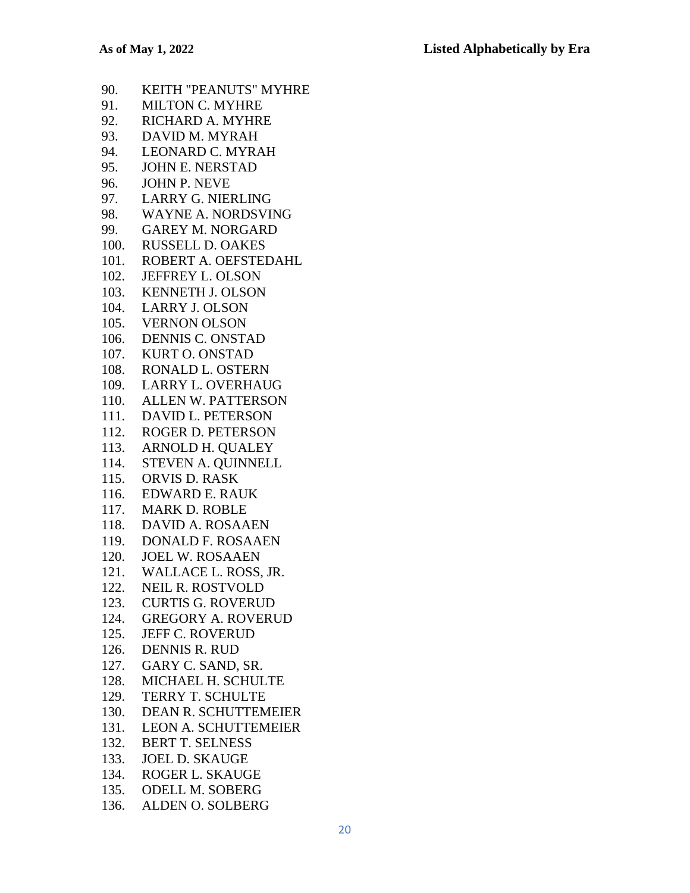90. KEITH "PEANUTS" MYHRE
91. MILTON C. MYHRE
92. RICHARD A. MYHRE
93. DAVID M. MYRAH
94. LEONARD C. MYRAH
95. JOHN E. NERSTAD
96. JOHN P. NEVE
97. LARRY G. NIERLING
98. WAYNE A. NORDSVING
99. GAREY M. NORGARD
100. RUSSELL D. OAKES
101. ROBERT A. OEFSTEDAHL
102. JEFFREY L. OLSON
103. KENNETH J. OLSON
104. LARRY J. OLSON
105. VERNON OLSON
106. DENNIS C. ONSTAD
107. KURT O. ONSTAD
108. RONALD L. OSTERN
109. LARRY L. OVERHAUG
110. ALLEN W. PATTERSON
111. DAVID L. PETERSON
112. ROGER D. PETERSON
113. ARNOLD H. QUALEY
114. STEVEN A. QUINNELL
115. ORVIS D. RASK
116. EDWARD E. RAUK
117. MARK D. ROBLE
118. DAVID A. ROSAAEN
119. DONALD F. ROSAAEN
120. JOEL W. ROSAAEN
121. WALLACE L. ROSS, JR.
122. NEIL R. ROSTVOLD
123. CURTIS G. ROVERUD
124. GREGORY A. ROVERUD
125. JEFF C. ROVERUD
126. DENNIS R. RUD
127. GARY C. SAND, SR.
128. MICHAEL H. SCHULTE
129. TERRY T. SCHULTE
130. DEAN R. SCHUTTEMEIER
131. LEON A. SCHUTTEMEIER
132. BERT T. SELNESS
133. JOEL D. SKAUGE
134. ROGER L. SKAUGE
135. ODELL M. SOBERG
136. ALDEN O. SOLBERG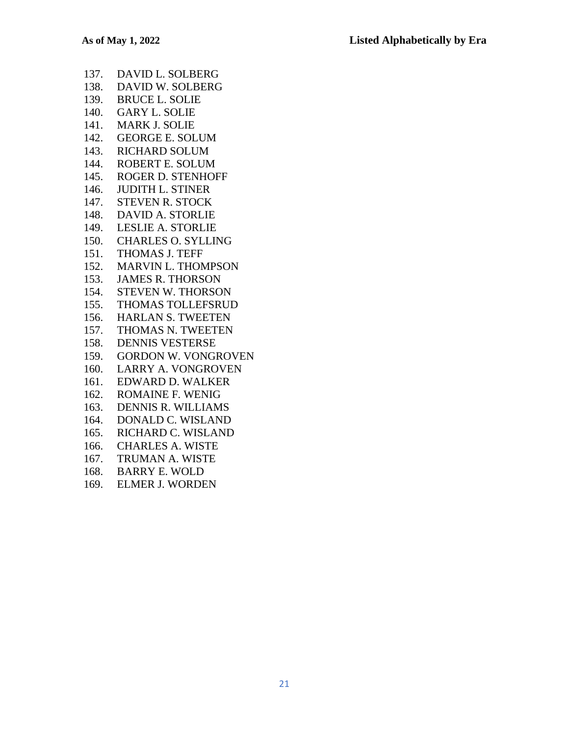137. DAVID L. SOLBERG
138. DAVID W. SOLBERG
139. BRUCE L. SOLIE
140. GARY L. SOLIE
141. MARK J. SOLIE
142. GEORGE E. SOLUM
143. RICHARD SOLUM
144. ROBERT E. SOLUM
145. ROGER D. STENHOFF
146. JUDITH L. STINER
147. STEVEN R. STOCK
148. DAVID A. STORLIE
149. LESLIE A. STORLIE
150. CHARLES O. SYLLING
151. THOMAS J. TEFF
152. MARVIN L. THOMPSON
153. JAMES R. THORSON
154. STEVEN W. THORSON
155. THOMAS TOLLEFSRUD
156. HARLAN S. TWEETEN
157. THOMAS N. TWEETEN
158. DENNIS VESTERSE
159. GORDON W. VONGROVEN
160. LARRY A. VONGROVEN
161. EDWARD D. WALKER
162. ROMAINE F. WENIG
163. DENNIS R. WILLIAMS
164. DONALD C. WISLAND
165. RICHARD C. WISLAND
166. CHARLES A. WISTE
167. TRUMAN A. WISTE
168. BARRY E. WOLD
169. ELMER J. WORDEN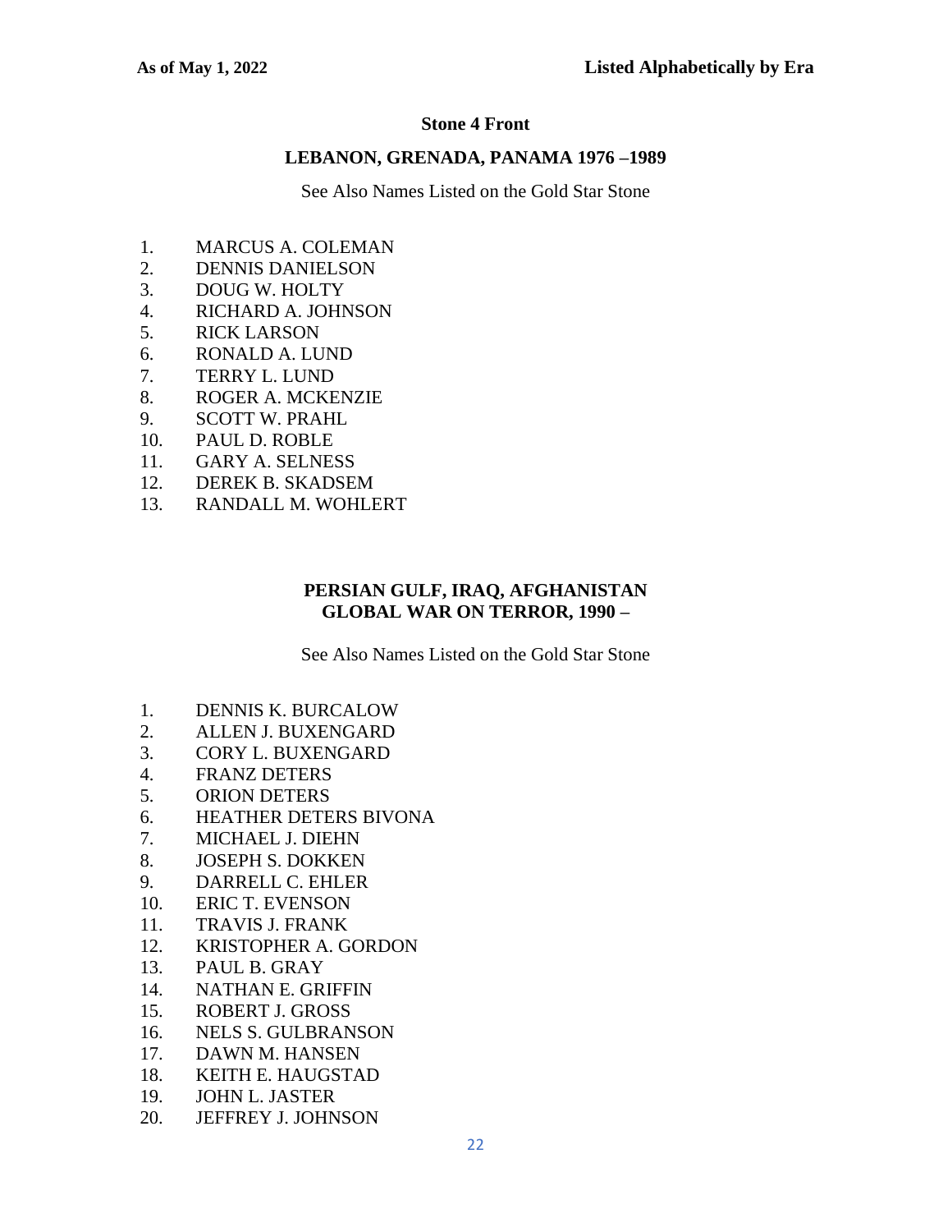## Stone 4 Front

### LEBANON, GRENADA, PANAMA 1976 –1989

See Also Names Listed on the Gold Star Stone

1. MARCUS A. COLEMAN
2. DENNIS DANIELSON
3. DOUG W. HOLTY
4. RICHARD A. JOHNSON
5. RICK LARSON
6. RONALD A. LUND
7. TERRY L. LUND
8. ROGER A. MCKENZIE
9. SCOTT W. PRAHL
10. PAUL D. ROBLE
11. GARY A. SELNESS
12. DEREK B. SKADSEM
13. RANDALL M. WOHLERT

### PERSIAN GULF, IRAQ, AFGHANISTAN GLOBAL WAR ON TERROR, 1990 –

See Also Names Listed on the Gold Star Stone

1. DENNIS K. BURCALOW
2. ALLEN J. BUXENGARD
3. CORY L. BUXENGARD
4. FRANZ DETERS
5. ORION DETERS
6. HEATHER DETERS BIVONA
7. MICHAEL J. DIEHN
8. JOSEPH S. DOKKEN
9. DARRELL C. EHLER
10. ERIC T. EVENSON
11. TRAVIS J. FRANK
12. KRISTOPHER A. GORDON
13. PAUL B. GRAY
14. NATHAN E. GRIFFIN
15. ROBERT J. GROSS
16. NELS S. GULBRANSON
17. DAWN M. HANSEN
18. KEITH E. HAUGSTAD
19. JOHN L. JASTER
20. JEFFREY J. JOHNSON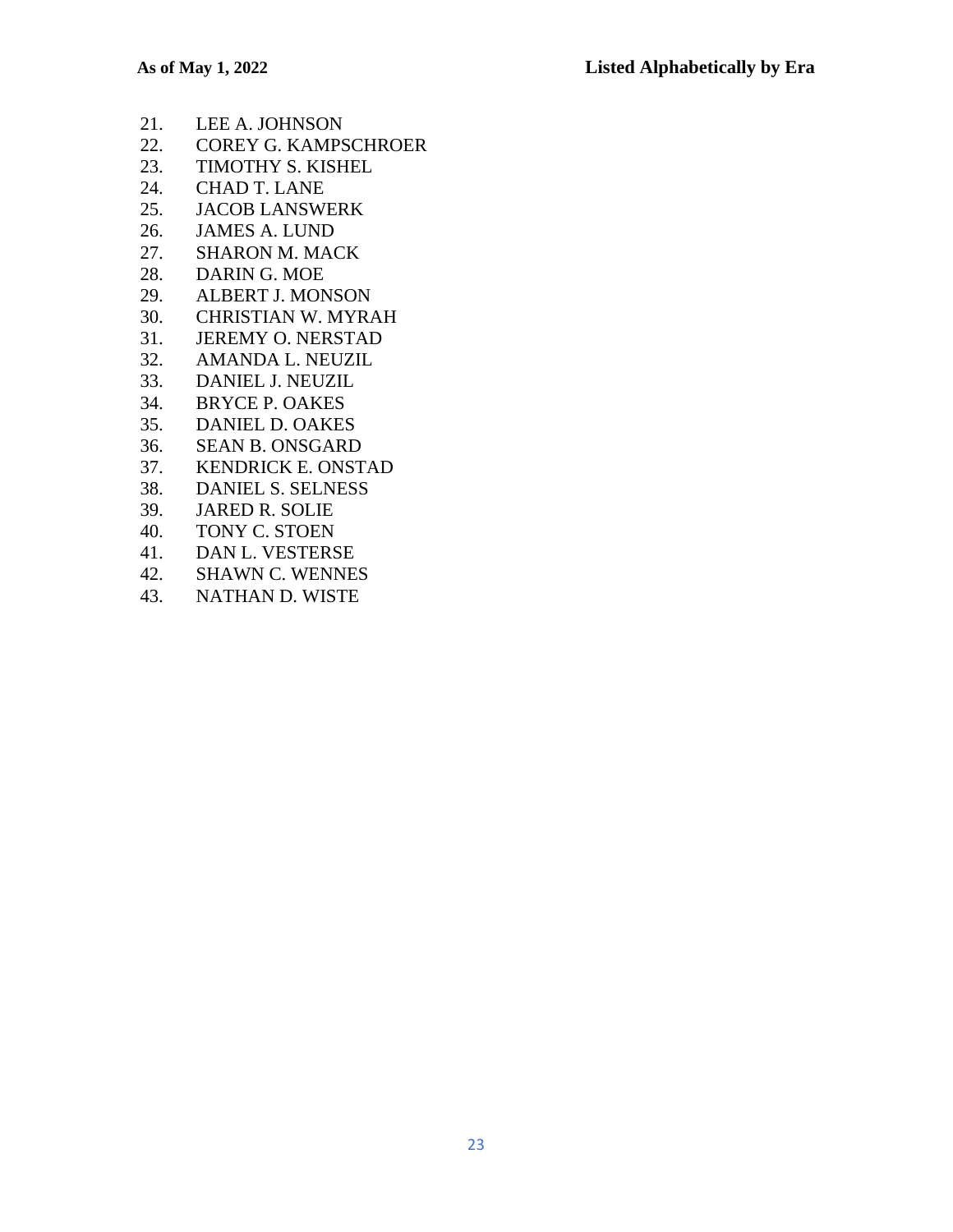21. LEE A. JOHNSON
22. COREY G. KAMPSCHROER
23. TIMOTHY S. KISHEL
24. CHAD T. LANE
25. JACOB LANSWERK
26. JAMES A. LUND
27. SHARON M. MACK
28. DARIN G. MOE
29. ALBERT J. MONSON
30. CHRISTIAN W. MYRAH
31. JEREMY O. NERSTAD
32. AMANDA L. NEUZIL
33. DANIEL J. NEUZIL
34. BRYCE P. OAKES
35. DANIEL D. OAKES
36. SEAN B. ONSGARD
37. KENDRICK E. ONSTAD
38. DANIEL S. SELNESS
39. JARED R. SOLIE
40. TONY C. STOEN
41. DAN L. VESTERSE
42. SHAWN C. WENNES
43. NATHAN D. WISTE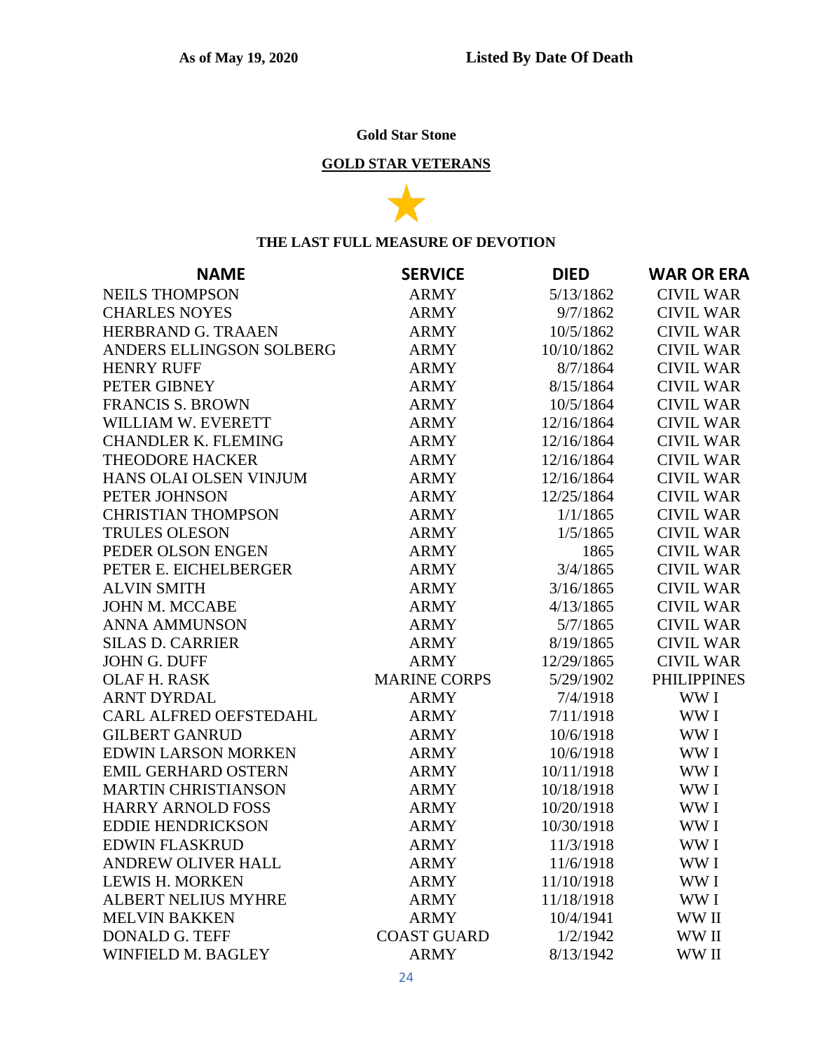As of May 19, 2020 **Listed By Date Of Death**

**Gold Star Stone**

## GOLD STAR VETERANS

★

**THE LAST FULL MEASURE OF DEVOTION**

| NAME | SERVICE | DIED | WAR OR ERA |
|---|---|---|---|
| NEILS THOMPSON | ARMY | 5/13/1862 | CIVIL WAR |
| CHARLES NOYES | ARMY | 9/7/1862 | CIVIL WAR |
| HERBRAND G. TRAAEN | ARMY | 10/5/1862 | CIVIL WAR |
| ANDERS ELLINGSON SOLBERG | ARMY | 10/10/1862 | CIVIL WAR |
| HENRY RUFF | ARMY | 8/7/1864 | CIVIL WAR |
| PETER GIBNEY | ARMY | 8/15/1864 | CIVIL WAR |
| FRANCIS S. BROWN | ARMY | 10/5/1864 | CIVIL WAR |
| WILLIAM W. EVERETT | ARMY | 12/16/1864 | CIVIL WAR |
| CHANDLER K. FLEMING | ARMY | 12/16/1864 | CIVIL WAR |
| THEODORE HACKER | ARMY | 12/16/1864 | CIVIL WAR |
| HANS OLAI OLSEN VINJUM | ARMY | 12/16/1864 | CIVIL WAR |
| PETER JOHNSON | ARMY | 12/25/1864 | CIVIL WAR |
| CHRISTIAN THOMPSON | ARMY | 1/1/1865 | CIVIL WAR |
| TRULES OLESON | ARMY | 1/5/1865 | CIVIL WAR |
| PEDER OLSON ENGEN | ARMY | 1865 | CIVIL WAR |
| PETER E. EICHELBERGER | ARMY | 3/4/1865 | CIVIL WAR |
| ALVIN SMITH | ARMY | 3/16/1865 | CIVIL WAR |
| JOHN M. MCCABE | ARMY | 4/13/1865 | CIVIL WAR |
| ANNA AMMUNSON | ARMY | 5/7/1865 | CIVIL WAR |
| SILAS D. CARRIER | ARMY | 8/19/1865 | CIVIL WAR |
| JOHN G. DUFF | ARMY | 12/29/1865 | CIVIL WAR |
| OLAF H. RASK | MARINE CORPS | 5/29/1902 | PHILIPPINES |
| ARNT DYRDAL | ARMY | 7/4/1918 | WW I |
| CARL ALFRED OEFSTEDAHL | ARMY | 7/11/1918 | WW I |
| GILBERT GANRUD | ARMY | 10/6/1918 | WW I |
| EDWIN LARSON MORKEN | ARMY | 10/6/1918 | WW I |
| EMIL GERHARD OSTERN | ARMY | 10/11/1918 | WW I |
| MARTIN CHRISTIANSON | ARMY | 10/18/1918 | WW I |
| HARRY ARNOLD FOSS | ARMY | 10/20/1918 | WW I |
| EDDIE HENDRICKSON | ARMY | 10/30/1918 | WW I |
| EDWIN FLASKRUD | ARMY | 11/3/1918 | WW I |
| ANDREW OLIVER HALL | ARMY | 11/6/1918 | WW I |
| LEWIS H. MORKEN | ARMY | 11/10/1918 | WW I |
| ALBERT NELIUS MYHRE | ARMY | 11/18/1918 | WW I |
| MELVIN BAKKEN | ARMY | 10/4/1941 | WW II |
| DONALD G. TEFF | COAST GUARD | 1/2/1942 | WW II |
| WINFIELD M. BAGLEY | ARMY | 8/13/1942 | WW II |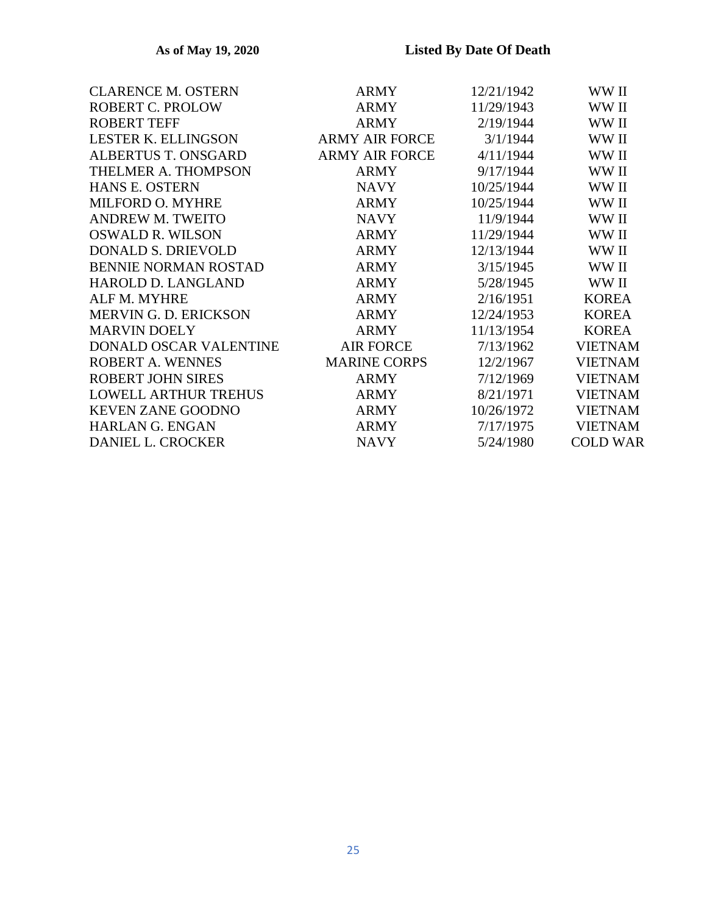**As of May 19, 2020** **Listed By Date Of Death**

| | | | |
|---|---|---|---|
| CLARENCE M. OSTERN | ARMY | 12/21/1942 | WW II |
| ROBERT C. PROLOW | ARMY | 11/29/1943 | WW II |
| ROBERT TEFF | ARMY | 2/19/1944 | WW II |
| LESTER K. ELLINGSON | ARMY AIR FORCE | 3/1/1944 | WW II |
| ALBERTUS T. ONSGARD | ARMY AIR FORCE | 4/11/1944 | WW II |
| THELMER A. THOMPSON | ARMY | 9/17/1944 | WW II |
| HANS E. OSTERN | NAVY | 10/25/1944 | WW II |
| MILFORD O. MYHRE | ARMY | 10/25/1944 | WW II |
| ANDREW M. TWEITO | NAVY | 11/9/1944 | WW II |
| OSWALD R. WILSON | ARMY | 11/29/1944 | WW II |
| DONALD S. DRIEVOLD | ARMY | 12/13/1944 | WW II |
| BENNIE NORMAN ROSTAD | ARMY | 3/15/1945 | WW II |
| HAROLD D. LANGLAND | ARMY | 5/28/1945 | WW II |
| ALF M. MYHRE | ARMY | 2/16/1951 | KOREA |
| MERVIN G. D. ERICKSON | ARMY | 12/24/1953 | KOREA |
| MARVIN DOELY | ARMY | 11/13/1954 | KOREA |
| DONALD OSCAR VALENTINE | AIR FORCE | 7/13/1962 | VIETNAM |
| ROBERT A. WENNES | MARINE CORPS | 12/2/1967 | VIETNAM |
| ROBERT JOHN SIRES | ARMY | 7/12/1969 | VIETNAM |
| LOWELL ARTHUR TREHUS | ARMY | 8/21/1971 | VIETNAM |
| KEVEN ZANE GOODNO | ARMY | 10/26/1972 | VIETNAM |
| HARLAN G. ENGAN | ARMY | 7/17/1975 | VIETNAM |
| DANIEL L. CROCKER | NAVY | 5/24/1980 | COLD WAR |